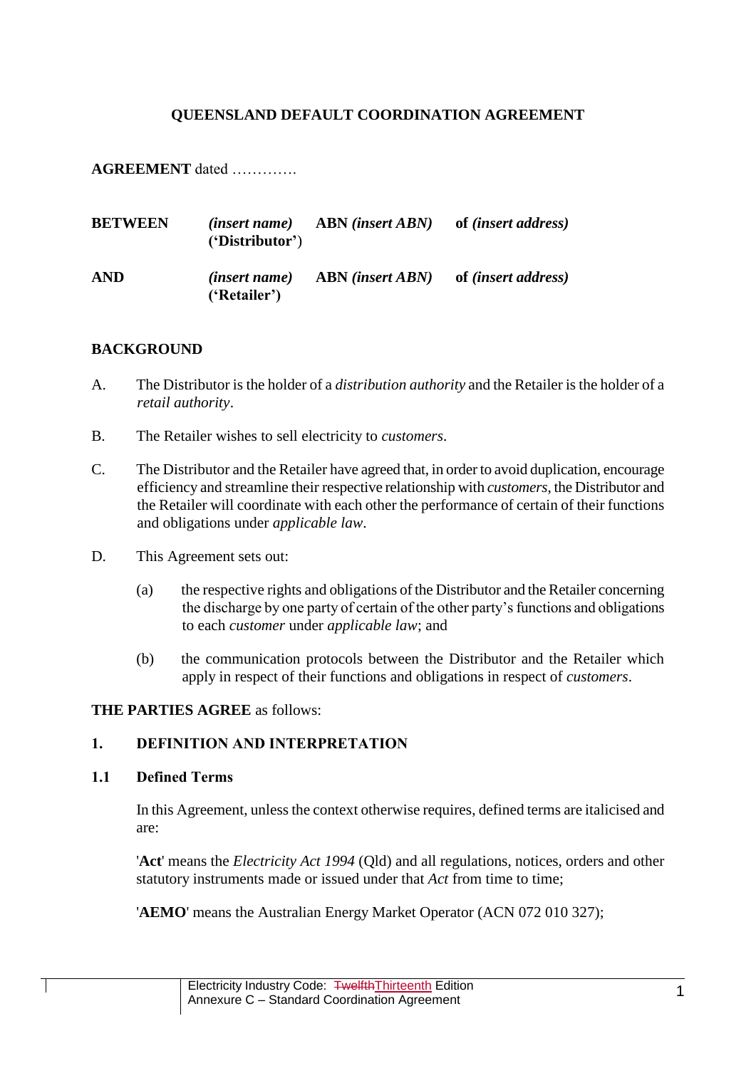# QUEENSLAND DEFAULT COORDINATION AGREEMENT

**AGREEMENT** dated ………….

| | | | |
|---|---|---|---|
| **BETWEEN** | *(insert name)* **('Distributor')** | **ABN** *(insert ABN)* | **of** *(insert address)* |
| **AND** | *(insert name)* **('Retailer')** | **ABN** *(insert ABN)* | **of** *(insert address)* |

## BACKGROUND

A. The Distributor is the holder of a *distribution authority* and the Retailer is the holder of a *retail authority*.

B. The Retailer wishes to sell electricity to *customers*.

C. The Distributor and the Retailer have agreed that, in order to avoid duplication, encourage efficiency and streamline their respective relationship with *customers*, the Distributor and the Retailer will coordinate with each other the performance of certain of their functions and obligations under *applicable law*.

D. This Agreement sets out:

   (a) the respective rights and obligations of the Distributor and the Retailer concerning the discharge by one party of certain of the other party's functions and obligations to each *customer* under *applicable law*; and

   (b) the communication protocols between the Distributor and the Retailer which apply in respect of their functions and obligations in respect of *customers*.

**THE PARTIES AGREE** as follows:

## 1. DEFINITION AND INTERPRETATION

### 1.1 Defined Terms

In this Agreement, unless the context otherwise requires, defined terms are italicised and are:

'**Act**' means the *Electricity Act 1994* (Qld) and all regulations, notices, orders and other statutory instruments made or issued under that *Act* from time to time;

'**AEMO**' means the Australian Energy Market Operator (ACN 072 010 327);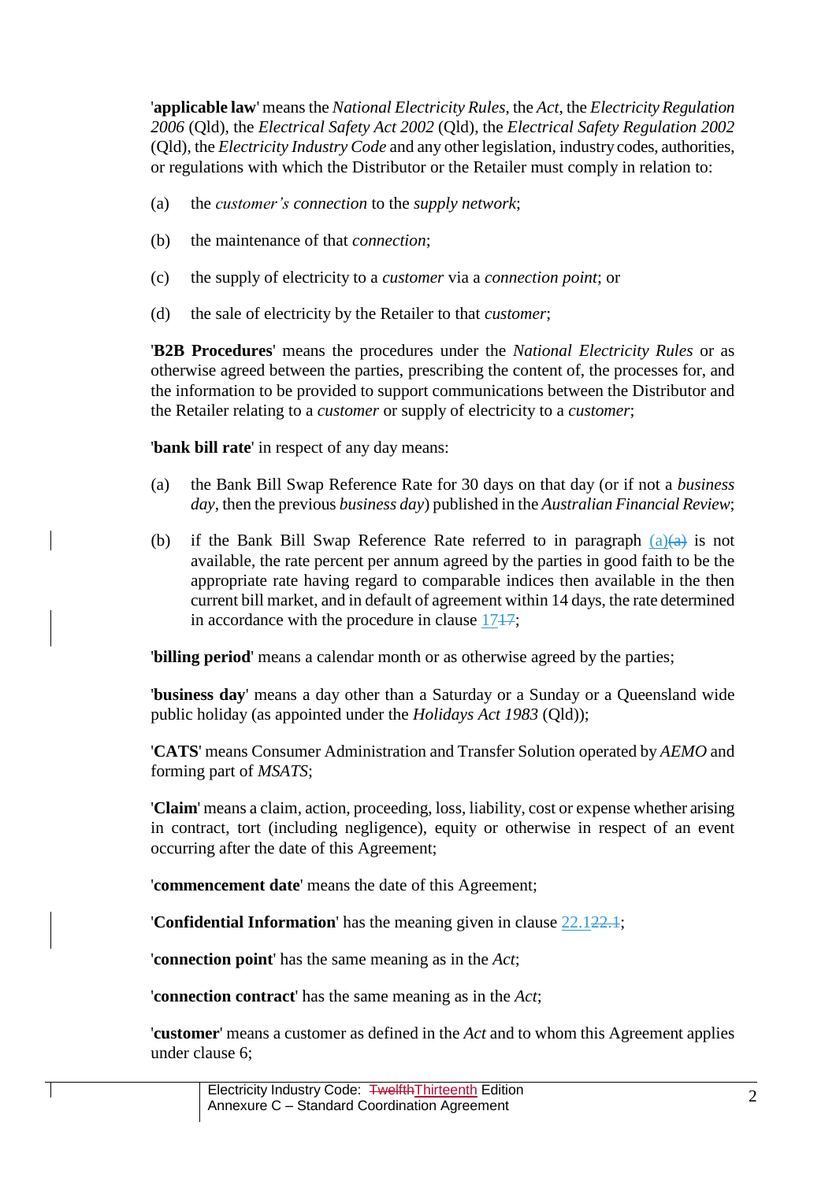'**applicable law**' means the *National Electricity Rules*, the *Act*, the *Electricity Regulation 2006* (Qld), the *Electrical Safety Act 2002* (Qld), the *Electrical Safety Regulation 2002* (Qld), the *Electricity Industry Code* and any other legislation, industry codes, authorities, or regulations with which the Distributor or the Retailer must comply in relation to:

(a) the *customer's connection* to the *supply network*;

(b) the maintenance of that *connection*;

(c) the supply of electricity to a *customer* via a *connection point*; or

(d) the sale of electricity by the Retailer to that *customer*;

'**B2B Procedures**' means the procedures under the *National Electricity Rules* or as otherwise agreed between the parties, prescribing the content of, the processes for, and the information to be provided to support communications between the Distributor and the Retailer relating to a *customer* or supply of electricity to a *customer*;

'**bank bill rate**' in respect of any day means:

(a) the Bank Bill Swap Reference Rate for 30 days on that day (or if not a *business day*, then the previous *business day*) published in the *Australian Financial Review*;

(b) if the Bank Bill Swap Reference Rate referred to in paragraph (a)~~(a)~~ is not available, the rate percent per annum agreed by the parties in good faith to be the appropriate rate having regard to comparable indices then available in the then current bill market, and in default of agreement within 14 days, the rate determined in accordance with the procedure in clause 17~~17~~;

'**billing period**' means a calendar month or as otherwise agreed by the parties;

'**business day**' means a day other than a Saturday or a Sunday or a Queensland wide public holiday (as appointed under the *Holidays Act 1983* (Qld));

'**CATS**' means Consumer Administration and Transfer Solution operated by *AEMO* and forming part of *MSATS*;

'**Claim**' means a claim, action, proceeding, loss, liability, cost or expense whether arising in contract, tort (including negligence), equity or otherwise in respect of an event occurring after the date of this Agreement;

'**commencement date**' means the date of this Agreement;

'**Confidential Information**' has the meaning given in clause 22.1~~22.1~~;

'**connection point**' has the same meaning as in the *Act*;

'**connection contract**' has the same meaning as in the *Act*;

'**customer**' means a customer as defined in the *Act* and to whom this Agreement applies under clause 6;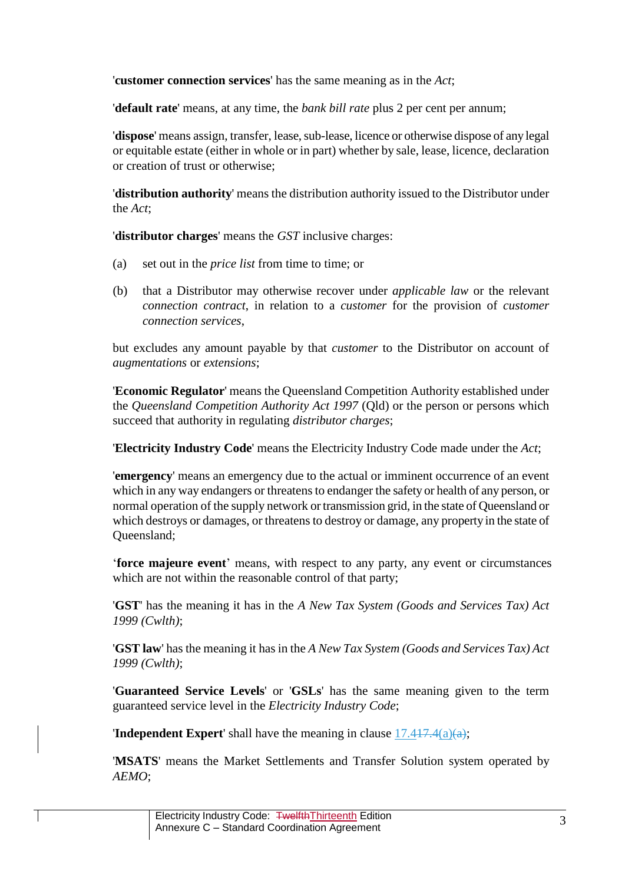'**customer connection services**' has the same meaning as in the *Act*;

'**default rate**' means, at any time, the *bank bill rate* plus 2 per cent per annum;

'**dispose**' means assign, transfer, lease, sub-lease, licence or otherwise dispose of any legal or equitable estate (either in whole or in part) whether by sale, lease, licence, declaration or creation of trust or otherwise;

'**distribution authority**' means the distribution authority issued to the Distributor under the *Act*;

'**distributor charges**' means the *GST* inclusive charges:

(a) set out in the *price list* from time to time; or

(b) that a Distributor may otherwise recover under *applicable law* or the relevant *connection contract*, in relation to a *customer* for the provision of *customer connection services*,

but excludes any amount payable by that *customer* to the Distributor on account of *augmentations* or *extensions*;

'**Economic Regulator**' means the Queensland Competition Authority established under the *Queensland Competition Authority Act 1997* (Qld) or the person or persons which succeed that authority in regulating *distributor charges*;

'**Electricity Industry Code**' means the Electricity Industry Code made under the *Act*;

'**emergency**' means an emergency due to the actual or imminent occurrence of an event which in any way endangers or threatens to endanger the safety or health of any person, or normal operation of the supply network or transmission grid, in the state of Queensland or which destroys or damages, or threatens to destroy or damage, any property in the state of Queensland;

'**force majeure event**' means, with respect to any party, any event or circumstances which are not within the reasonable control of that party;

'**GST**' has the meaning it has in the *A New Tax System (Goods and Services Tax) Act 1999 (Cwlth)*;

'**GST law**' has the meaning it has in the *A New Tax System (Goods and Services Tax) Act 1999 (Cwlth)*;

'**Guaranteed Service Levels**' or '**GSLs**' has the same meaning given to the term guaranteed service level in the *Electricity Industry Code*;

'**Independent Expert**' shall have the meaning in clause 17.4~~17.4(a)~~(a);

'**MSATS**' means the Market Settlements and Transfer Solution system operated by *AEMO*;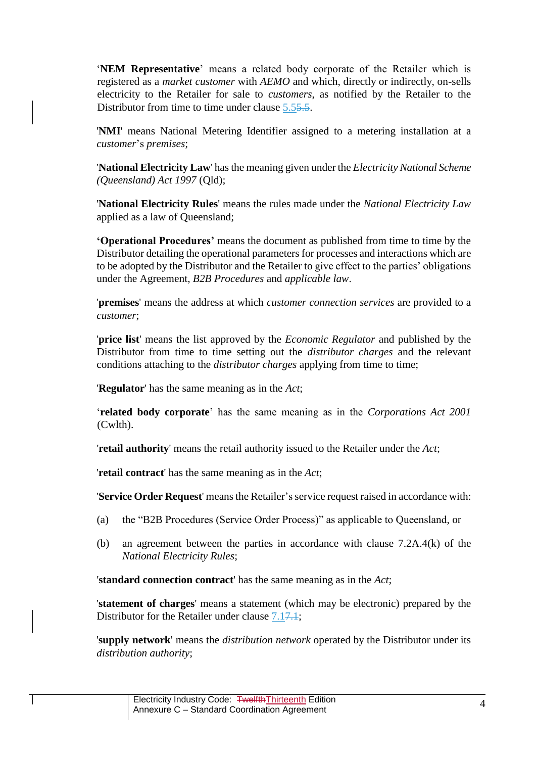'**NEM Representative**' means a related body corporate of the Retailer which is registered as a *market customer* with *AEMO* and which, directly or indirectly, on-sells electricity to the Retailer for sale to *customers*, as notified by the Retailer to the Distributor from time to time under clause 5.5~~5.5~~.

'**NMI**' means National Metering Identifier assigned to a metering installation at a *customer*'s *premises*;

'**National Electricity Law**' has the meaning given under the *Electricity National Scheme (Queensland) Act 1997* (Qld);

'**National Electricity Rules**' means the rules made under the *National Electricity Law* applied as a law of Queensland;

**'Operational Procedures'** means the document as published from time to time by the Distributor detailing the operational parameters for processes and interactions which are to be adopted by the Distributor and the Retailer to give effect to the parties' obligations under the Agreement, *B2B Procedures* and *applicable law*.

'**premises**' means the address at which *customer connection services* are provided to a *customer*;

'**price list**' means the list approved by the *Economic Regulator* and published by the Distributor from time to time setting out the *distributor charges* and the relevant conditions attaching to the *distributor charges* applying from time to time;

'**Regulator**' has the same meaning as in the *Act*;

'**related body corporate**' has the same meaning as in the *Corporations Act 2001* (Cwlth).

'**retail authority**' means the retail authority issued to the Retailer under the *Act*;

'**retail contract**' has the same meaning as in the *Act*;

'**Service Order Request**' means the Retailer's service request raised in accordance with:

(a) the "B2B Procedures (Service Order Process)" as applicable to Queensland, or

(b) an agreement between the parties in accordance with clause 7.2A.4(k) of the *National Electricity Rules*;

'**standard connection contract**' has the same meaning as in the *Act*;

'**statement of charges**' means a statement (which may be electronic) prepared by the Distributor for the Retailer under clause 7.1~~7.1~~;

'**supply network**' means the *distribution network* operated by the Distributor under its *distribution authority*;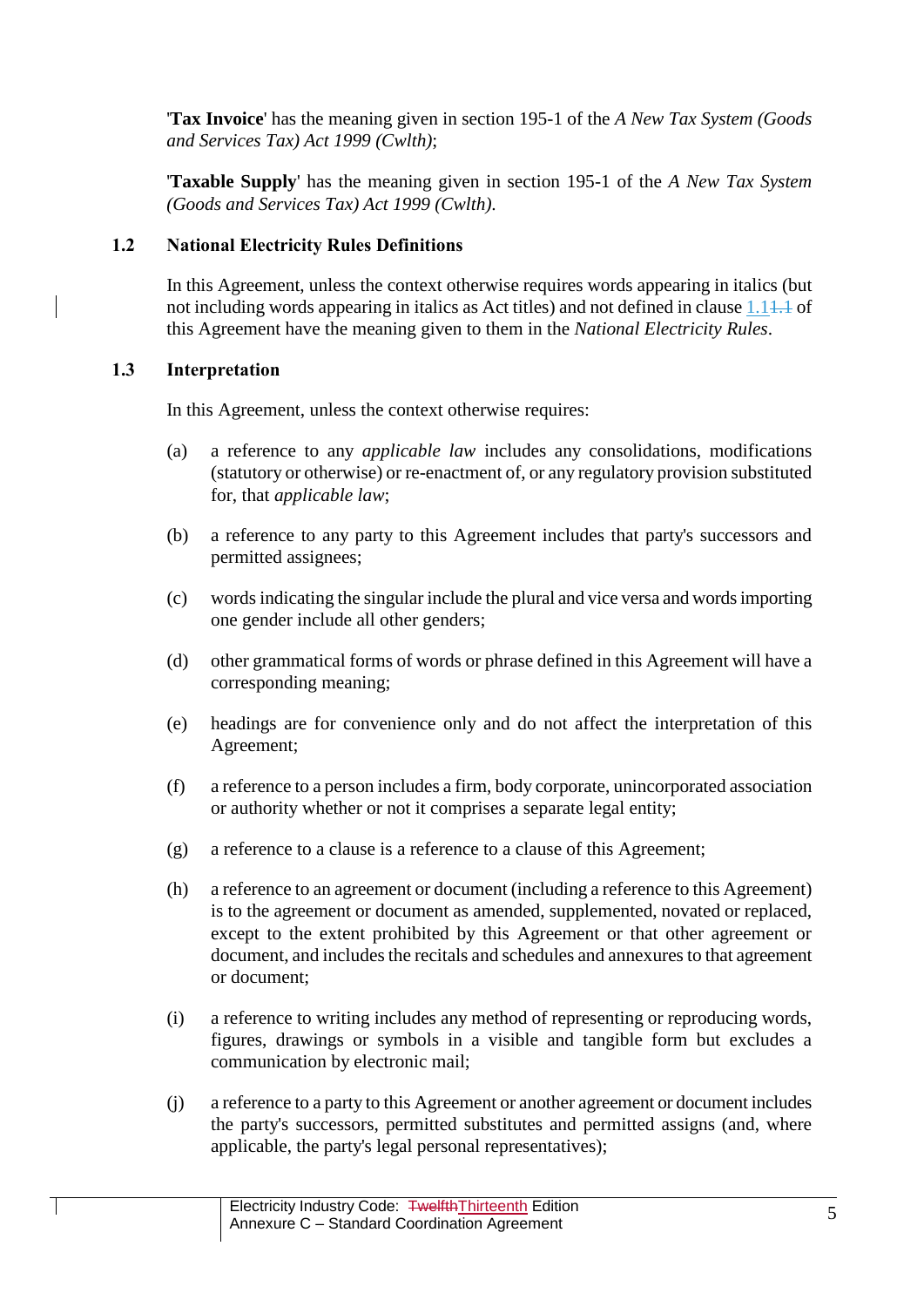'**Tax Invoice**' has the meaning given in section 195-1 of the *A New Tax System (Goods and Services Tax) Act 1999 (Cwlth)*;

'**Taxable Supply**' has the meaning given in section 195-1 of the *A New Tax System (Goods and Services Tax) Act 1999 (Cwlth).*

## 1.2 National Electricity Rules Definitions

In this Agreement, unless the context otherwise requires words appearing in italics (but not including words appearing in italics as Act titles) and not defined in clause 1.1~~1.1~~ of this Agreement have the meaning given to them in the *National Electricity Rules*.

## 1.3 Interpretation

In this Agreement, unless the context otherwise requires:

(a) a reference to any *applicable law* includes any consolidations, modifications (statutory or otherwise) or re-enactment of, or any regulatory provision substituted for, that *applicable law*;

(b) a reference to any party to this Agreement includes that party's successors and permitted assignees;

(c) words indicating the singular include the plural and vice versa and words importing one gender include all other genders;

(d) other grammatical forms of words or phrase defined in this Agreement will have a corresponding meaning;

(e) headings are for convenience only and do not affect the interpretation of this Agreement;

(f) a reference to a person includes a firm, body corporate, unincorporated association or authority whether or not it comprises a separate legal entity;

(g) a reference to a clause is a reference to a clause of this Agreement;

(h) a reference to an agreement or document (including a reference to this Agreement) is to the agreement or document as amended, supplemented, novated or replaced, except to the extent prohibited by this Agreement or that other agreement or document, and includes the recitals and schedules and annexures to that agreement or document;

(i) a reference to writing includes any method of representing or reproducing words, figures, drawings or symbols in a visible and tangible form but excludes a communication by electronic mail;

(j) a reference to a party to this Agreement or another agreement or document includes the party's successors, permitted substitutes and permitted assigns (and, where applicable, the party's legal personal representatives);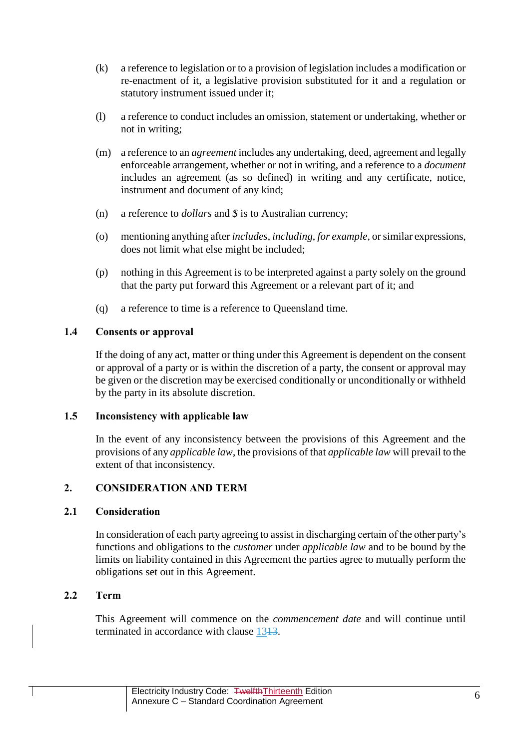(k) a reference to legislation or to a provision of legislation includes a modification or re-enactment of it, a legislative provision substituted for it and a regulation or statutory instrument issued under it;

(l) a reference to conduct includes an omission, statement or undertaking, whether or not in writing;

(m) a reference to an *agreement* includes any undertaking, deed, agreement and legally enforceable arrangement, whether or not in writing, and a reference to a *document* includes an agreement (as so defined) in writing and any certificate, notice, instrument and document of any kind;

(n) a reference to *dollars* and *$* is to Australian currency;

(o) mentioning anything after *includes*, *including*, *for example*, or similar expressions, does not limit what else might be included;

(p) nothing in this Agreement is to be interpreted against a party solely on the ground that the party put forward this Agreement or a relevant part of it; and

(q) a reference to time is a reference to Queensland time.

### 1.4 Consents or approval

If the doing of any act, matter or thing under this Agreement is dependent on the consent or approval of a party or is within the discretion of a party, the consent or approval may be given or the discretion may be exercised conditionally or unconditionally or withheld by the party in its absolute discretion.

### 1.5 Inconsistency with applicable law

In the event of any inconsistency between the provisions of this Agreement and the provisions of any *applicable law*, the provisions of that *applicable law* will prevail to the extent of that inconsistency.

## 2. CONSIDERATION AND TERM

### 2.1 Consideration

In consideration of each party agreeing to assist in discharging certain of the other party's functions and obligations to the *customer* under *applicable law* and to be bound by the limits on liability contained in this Agreement the parties agree to mutually perform the obligations set out in this Agreement.

### 2.2 Term

This Agreement will commence on the *commencement date* and will continue until terminated in accordance with clause ~~13~~13.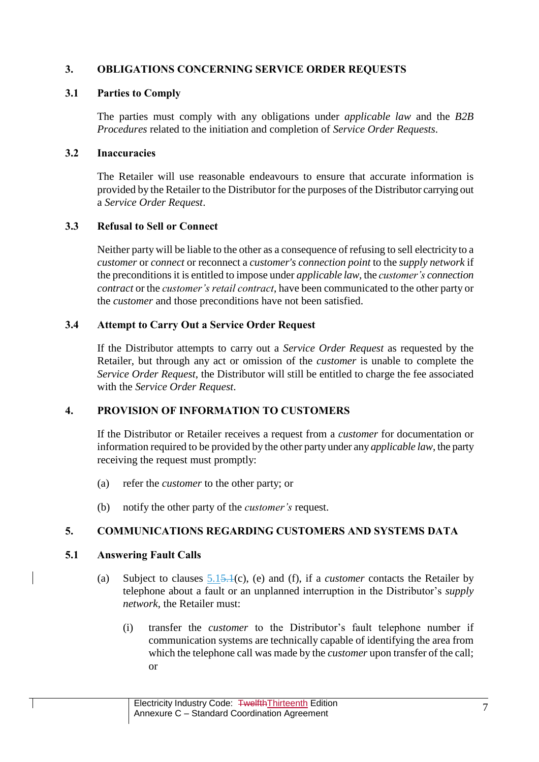## 3. OBLIGATIONS CONCERNING SERVICE ORDER REQUESTS

### 3.1 Parties to Comply

The parties must comply with any obligations under *applicable law* and the *B2B Procedures* related to the initiation and completion of *Service Order Requests*.

### 3.2 Inaccuracies

The Retailer will use reasonable endeavours to ensure that accurate information is provided by the Retailer to the Distributor for the purposes of the Distributor carrying out a *Service Order Request*.

### 3.3 Refusal to Sell or Connect

Neither party will be liable to the other as a consequence of refusing to sell electricity to a *customer* or *connect* or reconnect a *customer's connection point* to the *supply network* if the preconditions it is entitled to impose under *applicable law*, the *customer's connection contract* or the *customer's retail contract*, have been communicated to the other party or the *customer* and those preconditions have not been satisfied.

### 3.4 Attempt to Carry Out a Service Order Request

If the Distributor attempts to carry out a *Service Order Request* as requested by the Retailer, but through any act or omission of the *customer* is unable to complete the *Service Order Request*, the Distributor will still be entitled to charge the fee associated with the *Service Order Request*.

## 4. PROVISION OF INFORMATION TO CUSTOMERS

If the Distributor or Retailer receives a request from a *customer* for documentation or information required to be provided by the other party under any *applicable law*, the party receiving the request must promptly:

(a) refer the *customer* to the other party; or

(b) notify the other party of the *customer's* request.

## 5. COMMUNICATIONS REGARDING CUSTOMERS AND SYSTEMS DATA

### 5.1 Answering Fault Calls

(a) Subject to clauses 5.1~~5.1~~(c), (e) and (f), if a *customer* contacts the Retailer by telephone about a fault or an unplanned interruption in the Distributor's *supply network*, the Retailer must:

(i) transfer the *customer* to the Distributor's fault telephone number if communication systems are technically capable of identifying the area from which the telephone call was made by the *customer* upon transfer of the call; or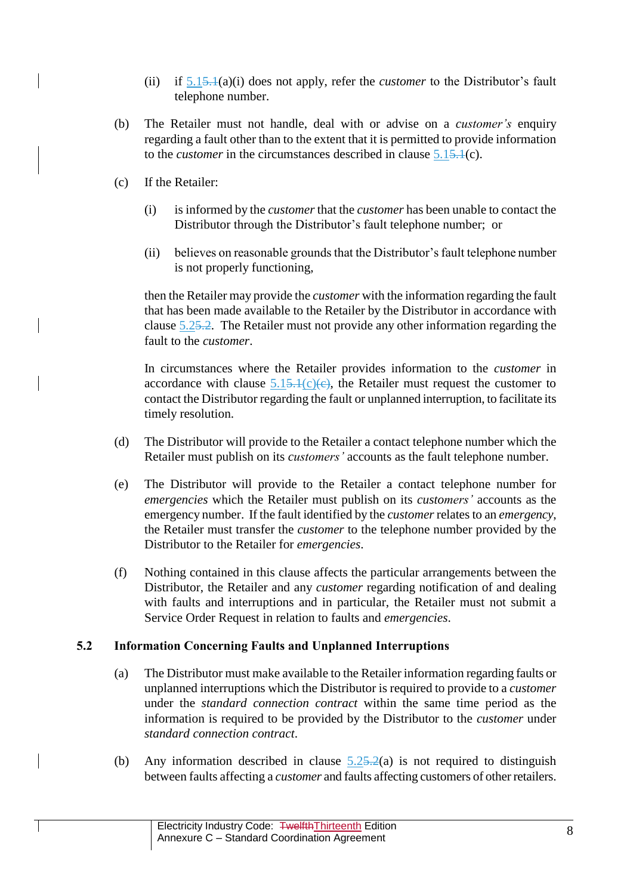(ii) if 5.15.1(a)(i) does not apply, refer the *customer* to the Distributor's fault telephone number.

(b) The Retailer must not handle, deal with or advise on a *customer's* enquiry regarding a fault other than to the extent that it is permitted to provide information to the *customer* in the circumstances described in clause 5.15.1(c).

(c) If the Retailer:

(i) is informed by the *customer* that the *customer* has been unable to contact the Distributor through the Distributor's fault telephone number; or

(ii) believes on reasonable grounds that the Distributor's fault telephone number is not properly functioning,

then the Retailer may provide the *customer* with the information regarding the fault that has been made available to the Retailer by the Distributor in accordance with clause 5.25.2. The Retailer must not provide any other information regarding the fault to the *customer*.

In circumstances where the Retailer provides information to the *customer* in accordance with clause 5.15.1(c)(c), the Retailer must request the customer to contact the Distributor regarding the fault or unplanned interruption, to facilitate its timely resolution.

(d) The Distributor will provide to the Retailer a contact telephone number which the Retailer must publish on its *customers'* accounts as the fault telephone number.

(e) The Distributor will provide to the Retailer a contact telephone number for *emergencies* which the Retailer must publish on its *customers'* accounts as the emergency number. If the fault identified by the *customer* relates to an *emergency*, the Retailer must transfer the *customer* to the telephone number provided by the Distributor to the Retailer for *emergencies*.

(f) Nothing contained in this clause affects the particular arrangements between the Distributor, the Retailer and any *customer* regarding notification of and dealing with faults and interruptions and in particular, the Retailer must not submit a Service Order Request in relation to faults and *emergencies*.

## 5.2 Information Concerning Faults and Unplanned Interruptions

(a) The Distributor must make available to the Retailer information regarding faults or unplanned interruptions which the Distributor is required to provide to a *customer* under the *standard connection contract* within the same time period as the information is required to be provided by the Distributor to the *customer* under *standard connection contract*.

(b) Any information described in clause 5.25.2(a) is not required to distinguish between faults affecting a *customer* and faults affecting customers of other retailers.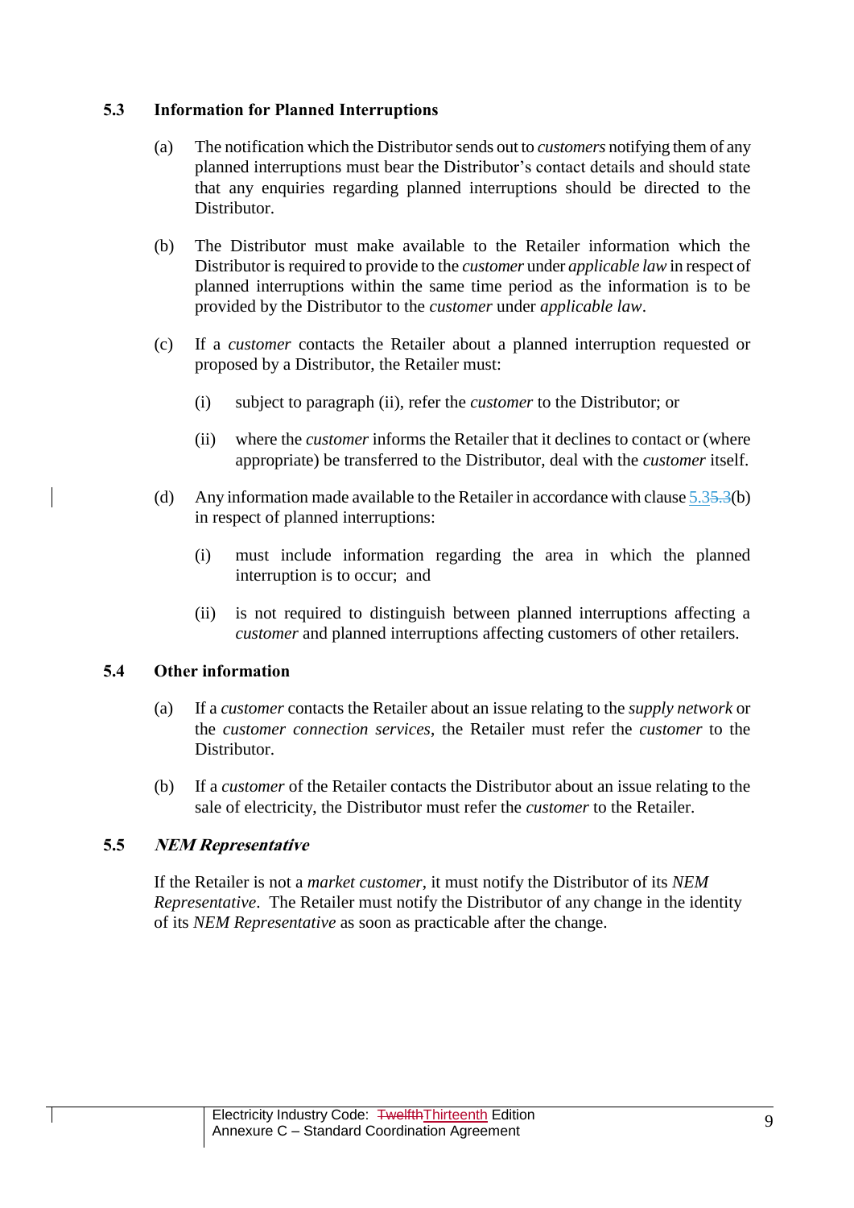### 5.3 Information for Planned Interruptions

(a) The notification which the Distributor sends out to *customers* notifying them of any planned interruptions must bear the Distributor's contact details and should state that any enquiries regarding planned interruptions should be directed to the Distributor.

(b) The Distributor must make available to the Retailer information which the Distributor is required to provide to the *customer* under *applicable law* in respect of planned interruptions within the same time period as the information is to be provided by the Distributor to the *customer* under *applicable law*.

(c) If a *customer* contacts the Retailer about a planned interruption requested or proposed by a Distributor, the Retailer must:

(i) subject to paragraph (ii), refer the *customer* to the Distributor; or

(ii) where the *customer* informs the Retailer that it declines to contact or (where appropriate) be transferred to the Distributor, deal with the *customer* itself.

(d) Any information made available to the Retailer in accordance with clause 5.3~~5.3~~(b) in respect of planned interruptions:

(i) must include information regarding the area in which the planned interruption is to occur; and

(ii) is not required to distinguish between planned interruptions affecting a *customer* and planned interruptions affecting customers of other retailers.

### 5.4 Other information

(a) If a *customer* contacts the Retailer about an issue relating to the *supply network* or the *customer connection services*, the Retailer must refer the *customer* to the Distributor.

(b) If a *customer* of the Retailer contacts the Distributor about an issue relating to the sale of electricity, the Distributor must refer the *customer* to the Retailer.

### 5.5 *NEM Representative*

If the Retailer is not a *market customer*, it must notify the Distributor of its *NEM Representative*. The Retailer must notify the Distributor of any change in the identity of its *NEM Representative* as soon as practicable after the change.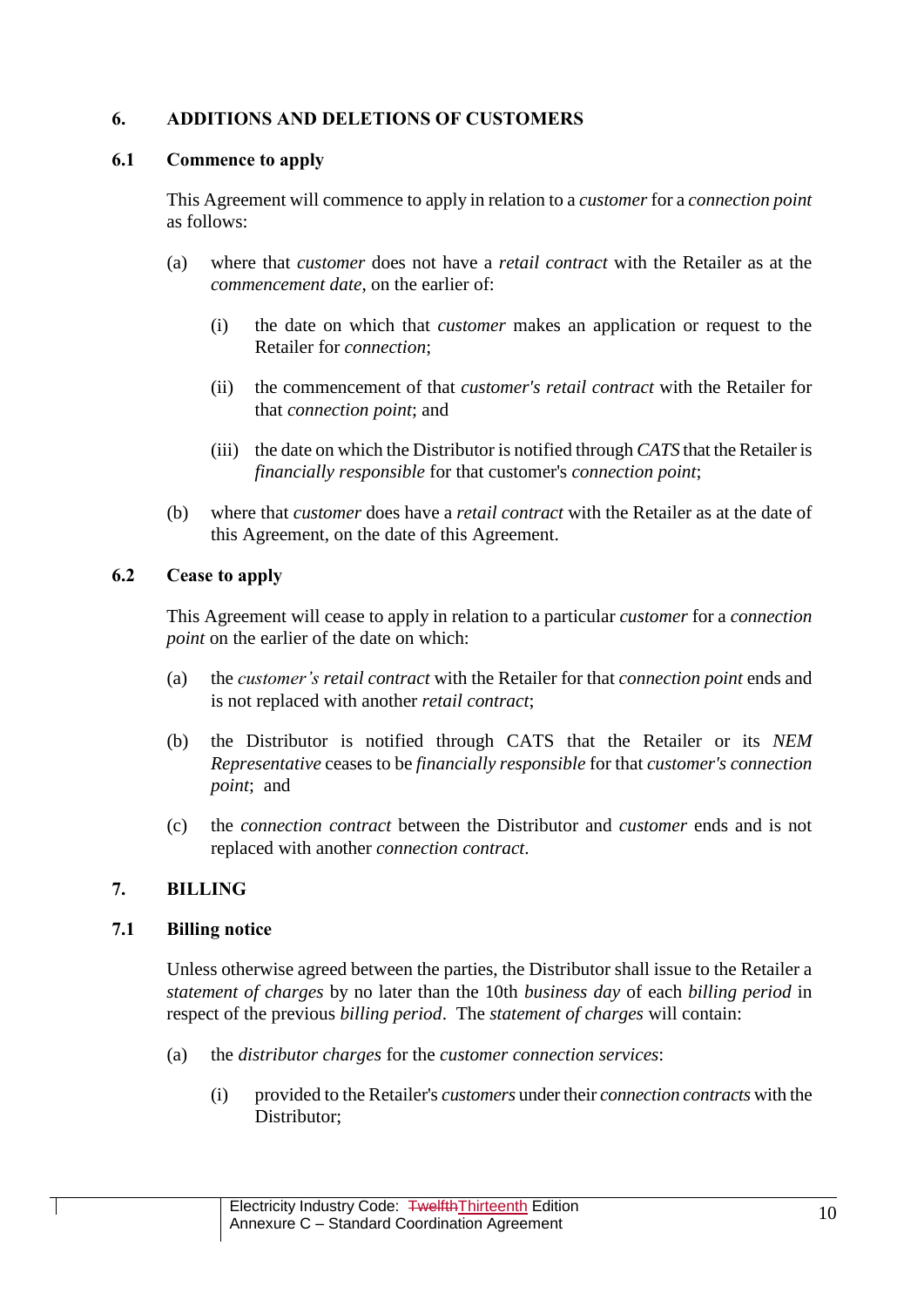## 6. ADDITIONS AND DELETIONS OF CUSTOMERS

### 6.1 Commence to apply

This Agreement will commence to apply in relation to a *customer* for a *connection point* as follows:

(a) where that *customer* does not have a *retail contract* with the Retailer as at the *commencement date*, on the earlier of:

(i) the date on which that *customer* makes an application or request to the Retailer for *connection*;

(ii) the commencement of that *customer's retail contract* with the Retailer for that *connection point*; and

(iii) the date on which the Distributor is notified through *CATS* that the Retailer is *financially responsible* for that customer's *connection point*;

(b) where that *customer* does have a *retail contract* with the Retailer as at the date of this Agreement, on the date of this Agreement.

### 6.2 Cease to apply

This Agreement will cease to apply in relation to a particular *customer* for a *connection point* on the earlier of the date on which:

(a) the *customer's retail contract* with the Retailer for that *connection point* ends and is not replaced with another *retail contract*;

(b) the Distributor is notified through CATS that the Retailer or its *NEM Representative* ceases to be *financially responsible* for that *customer's connection point*; and

(c) the *connection contract* between the Distributor and *customer* ends and is not replaced with another *connection contract*.

## 7. BILLING

### 7.1 Billing notice

Unless otherwise agreed between the parties, the Distributor shall issue to the Retailer a *statement of charges* by no later than the 10th *business day* of each *billing period* in respect of the previous *billing period*. The *statement of charges* will contain:

(a) the *distributor charges* for the *customer connection services*:

(i) provided to the Retailer's *customers* under their *connection contracts* with the Distributor;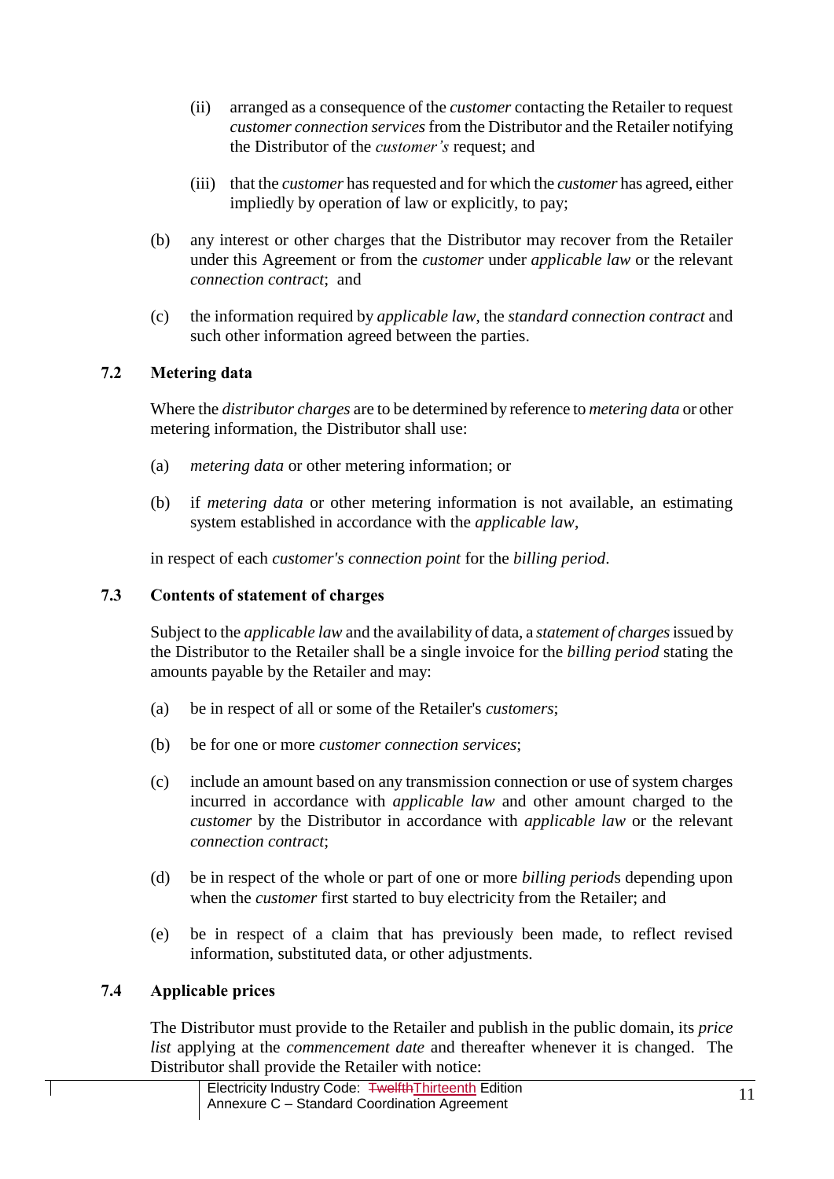(ii) arranged as a consequence of the *customer* contacting the Retailer to request *customer connection services* from the Distributor and the Retailer notifying the Distributor of the *customer's* request; and

(iii) that the *customer* has requested and for which the *customer* has agreed, either impliedly by operation of law or explicitly, to pay;

(b) any interest or other charges that the Distributor may recover from the Retailer under this Agreement or from the *customer* under *applicable law* or the relevant *connection contract*; and

(c) the information required by *applicable law*, the *standard connection contract* and such other information agreed between the parties.

### 7.2 Metering data

Where the *distributor charges* are to be determined by reference to *metering data* or other metering information, the Distributor shall use:

(a) *metering data* or other metering information; or

(b) if *metering data* or other metering information is not available, an estimating system established in accordance with the *applicable law*,

in respect of each *customer's connection point* for the *billing period*.

### 7.3 Contents of statement of charges

Subject to the *applicable law* and the availability of data, a *statement of charges* issued by the Distributor to the Retailer shall be a single invoice for the *billing period* stating the amounts payable by the Retailer and may:

(a) be in respect of all or some of the Retailer's *customers*;

(b) be for one or more *customer connection services*;

(c) include an amount based on any transmission connection or use of system charges incurred in accordance with *applicable law* and other amount charged to the *customer* by the Distributor in accordance with *applicable law* or the relevant *connection contract*;

(d) be in respect of the whole or part of one or more *billing period*s depending upon when the *customer* first started to buy electricity from the Retailer; and

(e) be in respect of a claim that has previously been made, to reflect revised information, substituted data, or other adjustments.

### 7.4 Applicable prices

The Distributor must provide to the Retailer and publish in the public domain, its *price list* applying at the *commencement date* and thereafter whenever it is changed. The Distributor shall provide the Retailer with notice: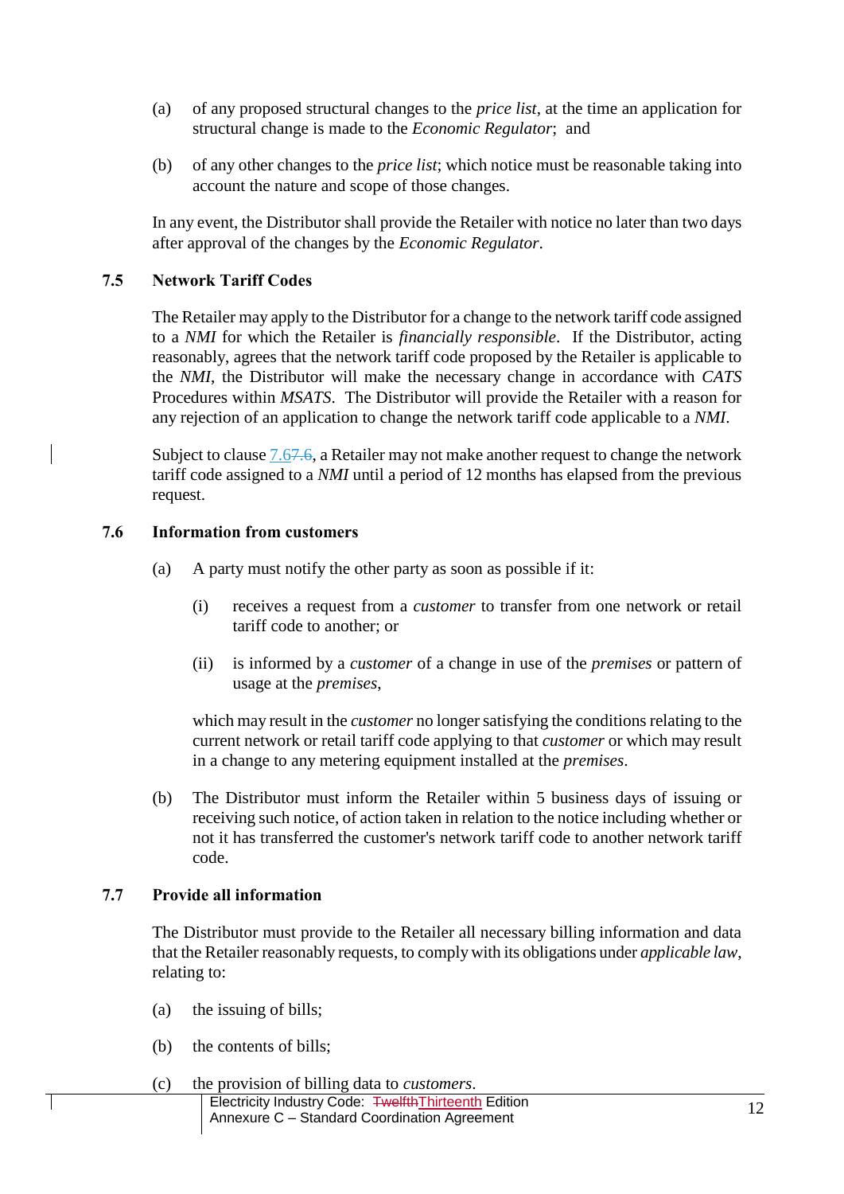(a) of any proposed structural changes to the *price list*, at the time an application for structural change is made to the *Economic Regulator*; and

(b) of any other changes to the *price list*; which notice must be reasonable taking into account the nature and scope of those changes.

In any event, the Distributor shall provide the Retailer with notice no later than two days after approval of the changes by the *Economic Regulator*.

### 7.5 Network Tariff Codes

The Retailer may apply to the Distributor for a change to the network tariff code assigned to a *NMI* for which the Retailer is *financially responsible*. If the Distributor, acting reasonably, agrees that the network tariff code proposed by the Retailer is applicable to the *NMI*, the Distributor will make the necessary change in accordance with *CATS* Procedures within *MSATS*. The Distributor will provide the Retailer with a reason for any rejection of an application to change the network tariff code applicable to a *NMI*.

Subject to clause 7.6~~7.6~~, a Retailer may not make another request to change the network tariff code assigned to a *NMI* until a period of 12 months has elapsed from the previous request.

### 7.6 Information from customers

(a) A party must notify the other party as soon as possible if it:

   (i) receives a request from a *customer* to transfer from one network or retail tariff code to another; or

   (ii) is informed by a *customer* of a change in use of the *premises* or pattern of usage at the *premises*,

   which may result in the *customer* no longer satisfying the conditions relating to the current network or retail tariff code applying to that *customer* or which may result in a change to any metering equipment installed at the *premises*.

(b) The Distributor must inform the Retailer within 5 business days of issuing or receiving such notice, of action taken in relation to the notice including whether or not it has transferred the customer's network tariff code to another network tariff code.

### 7.7 Provide all information

The Distributor must provide to the Retailer all necessary billing information and data that the Retailer reasonably requests, to comply with its obligations under *applicable law*, relating to:

(a) the issuing of bills;

(b) the contents of bills;

(c) the provision of billing data to *customers*.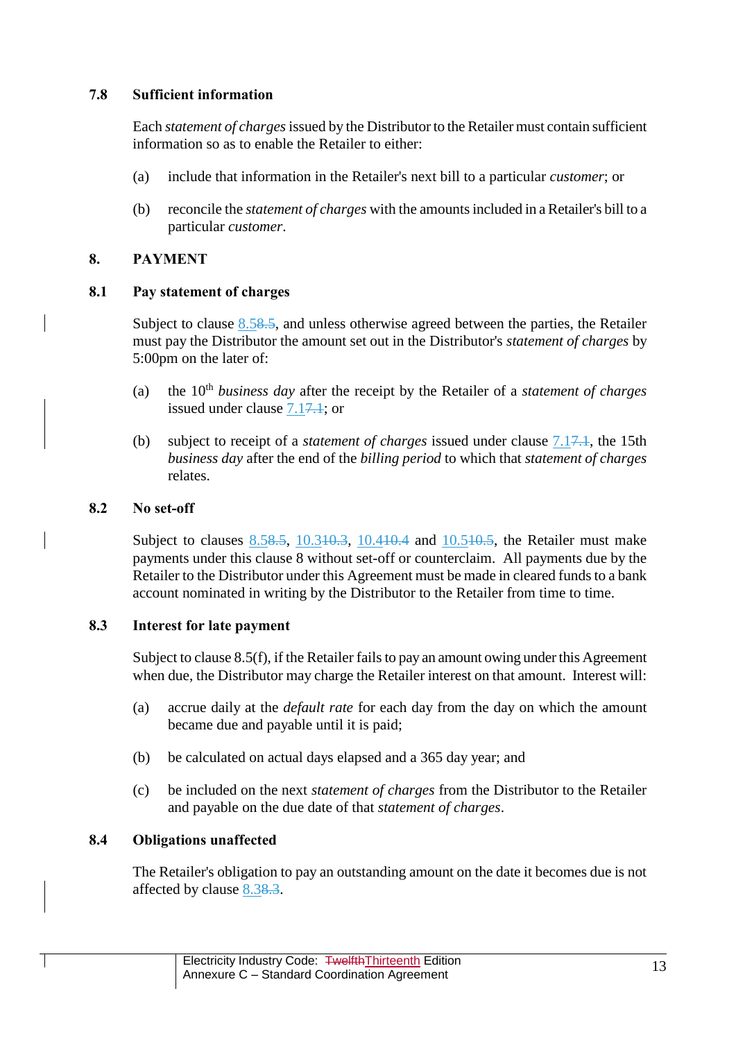### 7.8 Sufficient information

Each *statement of charges* issued by the Distributor to the Retailer must contain sufficient information so as to enable the Retailer to either:

(a) include that information in the Retailer's next bill to a particular *customer*; or

(b) reconcile the *statement of charges* with the amounts included in a Retailer's bill to a particular *customer*.

## 8. PAYMENT

### 8.1 Pay statement of charges

Subject to clause 8.5~~8.5~~, and unless otherwise agreed between the parties, the Retailer must pay the Distributor the amount set out in the Distributor's *statement of charges* by 5:00pm on the later of:

(a) the 10th *business day* after the receipt by the Retailer of a *statement of charges* issued under clause 7.1~~7.1~~; or

(b) subject to receipt of a *statement of charges* issued under clause 7.1~~7.1~~, the 15th *business day* after the end of the *billing period* to which that *statement of charges* relates.

### 8.2 No set-off

Subject to clauses 8.5~~8.5~~, 10.3~~10.3~~, 10.4~~10.4~~ and 10.5~~10.5~~, the Retailer must make payments under this clause 8 without set-off or counterclaim. All payments due by the Retailer to the Distributor under this Agreement must be made in cleared funds to a bank account nominated in writing by the Distributor to the Retailer from time to time.

### 8.3 Interest for late payment

Subject to clause 8.5(f), if the Retailer fails to pay an amount owing under this Agreement when due, the Distributor may charge the Retailer interest on that amount. Interest will:

(a) accrue daily at the *default rate* for each day from the day on which the amount became due and payable until it is paid;

(b) be calculated on actual days elapsed and a 365 day year; and

(c) be included on the next *statement of charges* from the Distributor to the Retailer and payable on the due date of that *statement of charges*.

### 8.4 Obligations unaffected

The Retailer's obligation to pay an outstanding amount on the date it becomes due is not affected by clause 8.3~~8.3~~.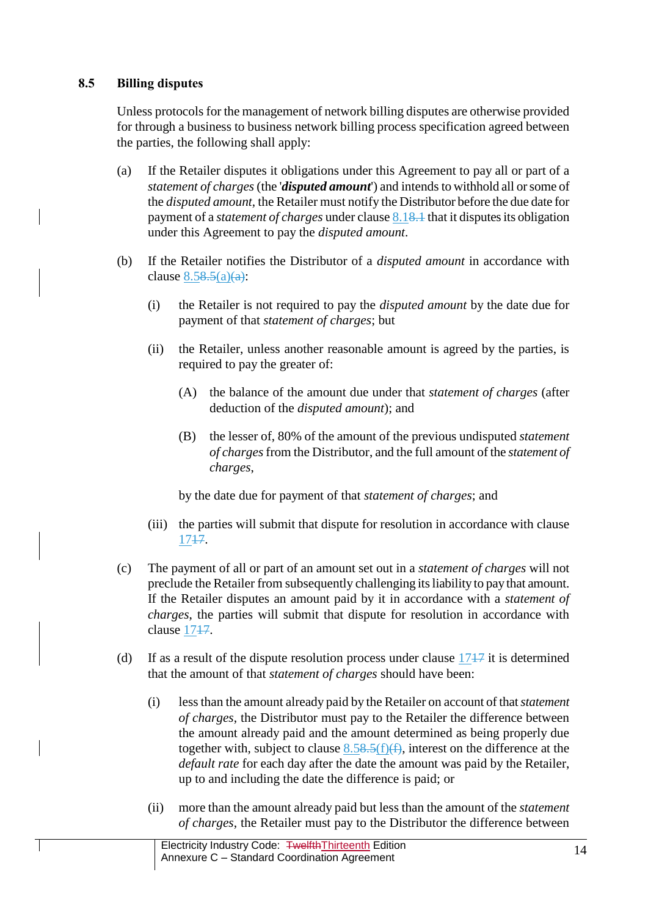### 8.5 Billing disputes

Unless protocols for the management of network billing disputes are otherwise provided for through a business to business network billing process specification agreed between the parties, the following shall apply:

(a) If the Retailer disputes it obligations under this Agreement to pay all or part of a *statement of charges* (the '***disputed amount***') and intends to withhold all or some of the *disputed amount*, the Retailer must notify the Distributor before the due date for payment of a *statement of charges* under clause 8.1~~8.1~~ that it disputes its obligation under this Agreement to pay the *disputed amount*.

(b) If the Retailer notifies the Distributor of a *disputed amount* in accordance with clause 8.5~~8.5~~(a)~~(a)~~:

  (i) the Retailer is not required to pay the *disputed amount* by the date due for payment of that *statement of charges*; but

  (ii) the Retailer, unless another reasonable amount is agreed by the parties, is required to pay the greater of:

    (A) the balance of the amount due under that *statement of charges* (after deduction of the *disputed amount*); and

    (B) the lesser of, 80% of the amount of the previous undisputed *statement of charges* from the Distributor, and the full amount of the *statement of charges*,

  by the date due for payment of that *statement of charges*; and

  (iii) the parties will submit that dispute for resolution in accordance with clause 17~~17~~.

(c) The payment of all or part of an amount set out in a *statement of charges* will not preclude the Retailer from subsequently challenging its liability to pay that amount. If the Retailer disputes an amount paid by it in accordance with a *statement of charges*, the parties will submit that dispute for resolution in accordance with clause 17~~17~~.

(d) If as a result of the dispute resolution process under clause 17~~17~~ it is determined that the amount of that *statement of charges* should have been:

  (i) less than the amount already paid by the Retailer on account of that *statement of charges*, the Distributor must pay to the Retailer the difference between the amount already paid and the amount determined as being properly due together with, subject to clause 8.5~~8.5~~(f)~~(f)~~, interest on the difference at the *default rate* for each day after the date the amount was paid by the Retailer, up to and including the date the difference is paid; or

  (ii) more than the amount already paid but less than the amount of the *statement of charges*, the Retailer must pay to the Distributor the difference between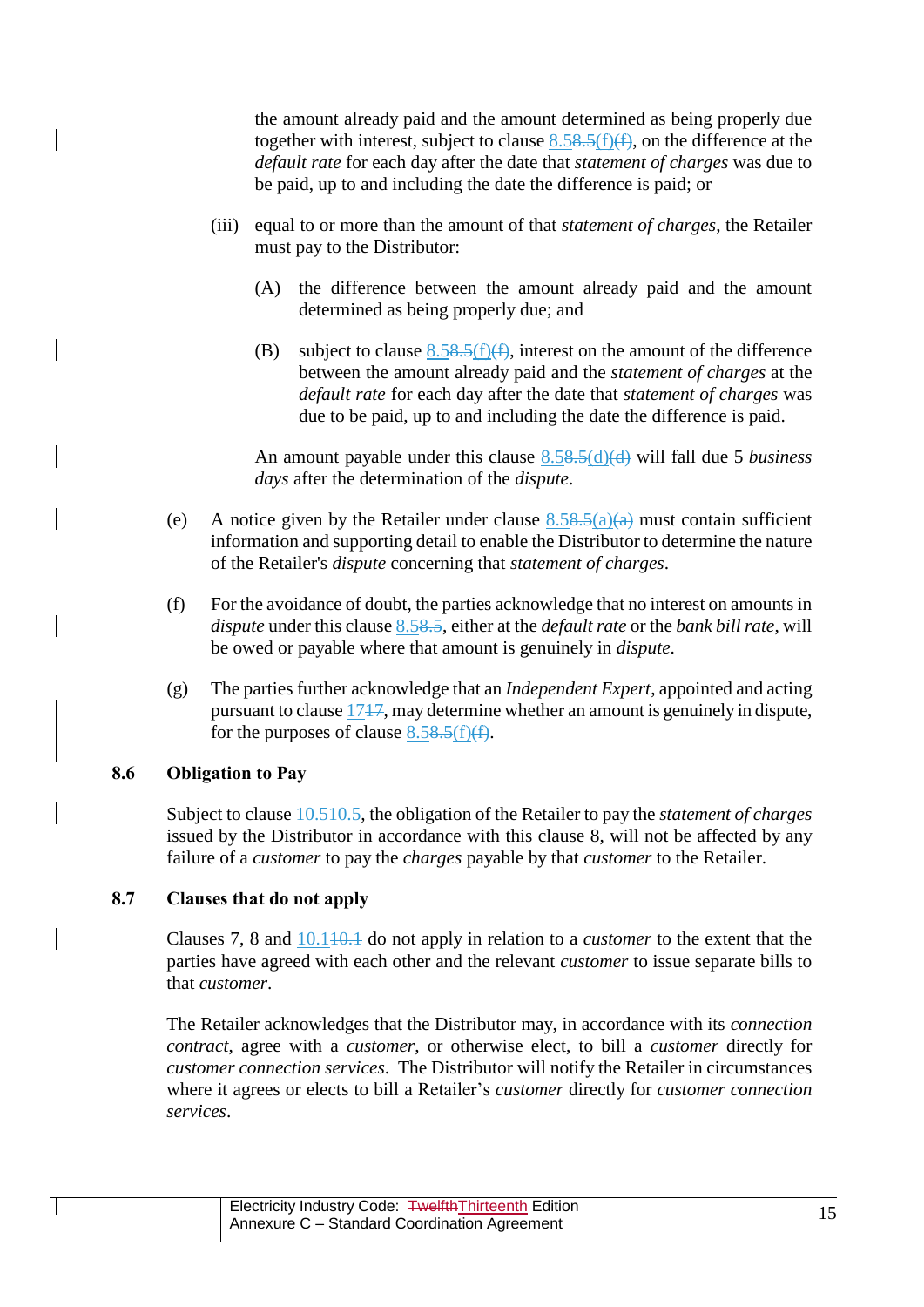the amount already paid and the amount determined as being properly due together with interest, subject to clause 8.5~~8.5~~(f)~~(f)~~, on the difference at the *default rate* for each day after the date that *statement of charges* was due to be paid, up to and including the date the difference is paid; or

(iii) equal to or more than the amount of that *statement of charges*, the Retailer must pay to the Distributor:

(A) the difference between the amount already paid and the amount determined as being properly due; and

(B) subject to clause 8.5~~8.5~~(f)~~(f)~~, interest on the amount of the difference between the amount already paid and the *statement of charges* at the *default rate* for each day after the date that *statement of charges* was due to be paid, up to and including the date the difference is paid.

An amount payable under this clause 8.5~~8.5~~(d)~~(d)~~ will fall due 5 *business days* after the determination of the *dispute*.

(e) A notice given by the Retailer under clause 8.5~~8.5~~(a)~~(a)~~ must contain sufficient information and supporting detail to enable the Distributor to determine the nature of the Retailer's *dispute* concerning that *statement of charges*.

(f) For the avoidance of doubt, the parties acknowledge that no interest on amounts in *dispute* under this clause 8.5~~8.5~~, either at the *default rate* or the *bank bill rate*, will be owed or payable where that amount is genuinely in *dispute*.

(g) The parties further acknowledge that an *Independent Expert*, appointed and acting pursuant to clause 17~~17~~, may determine whether an amount is genuinely in dispute, for the purposes of clause 8.5~~8.5~~(f)~~(f)~~.

### 8.6 Obligation to Pay

Subject to clause 10.5~~10.5~~, the obligation of the Retailer to pay the *statement of charges* issued by the Distributor in accordance with this clause 8, will not be affected by any failure of a *customer* to pay the *charges* payable by that *customer* to the Retailer.

### 8.7 Clauses that do not apply

Clauses 7, 8 and 10.1~~10.1~~ do not apply in relation to a *customer* to the extent that the parties have agreed with each other and the relevant *customer* to issue separate bills to that *customer*.

The Retailer acknowledges that the Distributor may, in accordance with its *connection contract*, agree with a *customer*, or otherwise elect, to bill a *customer* directly for *customer connection services*. The Distributor will notify the Retailer in circumstances where it agrees or elects to bill a Retailer's *customer* directly for *customer connection services*.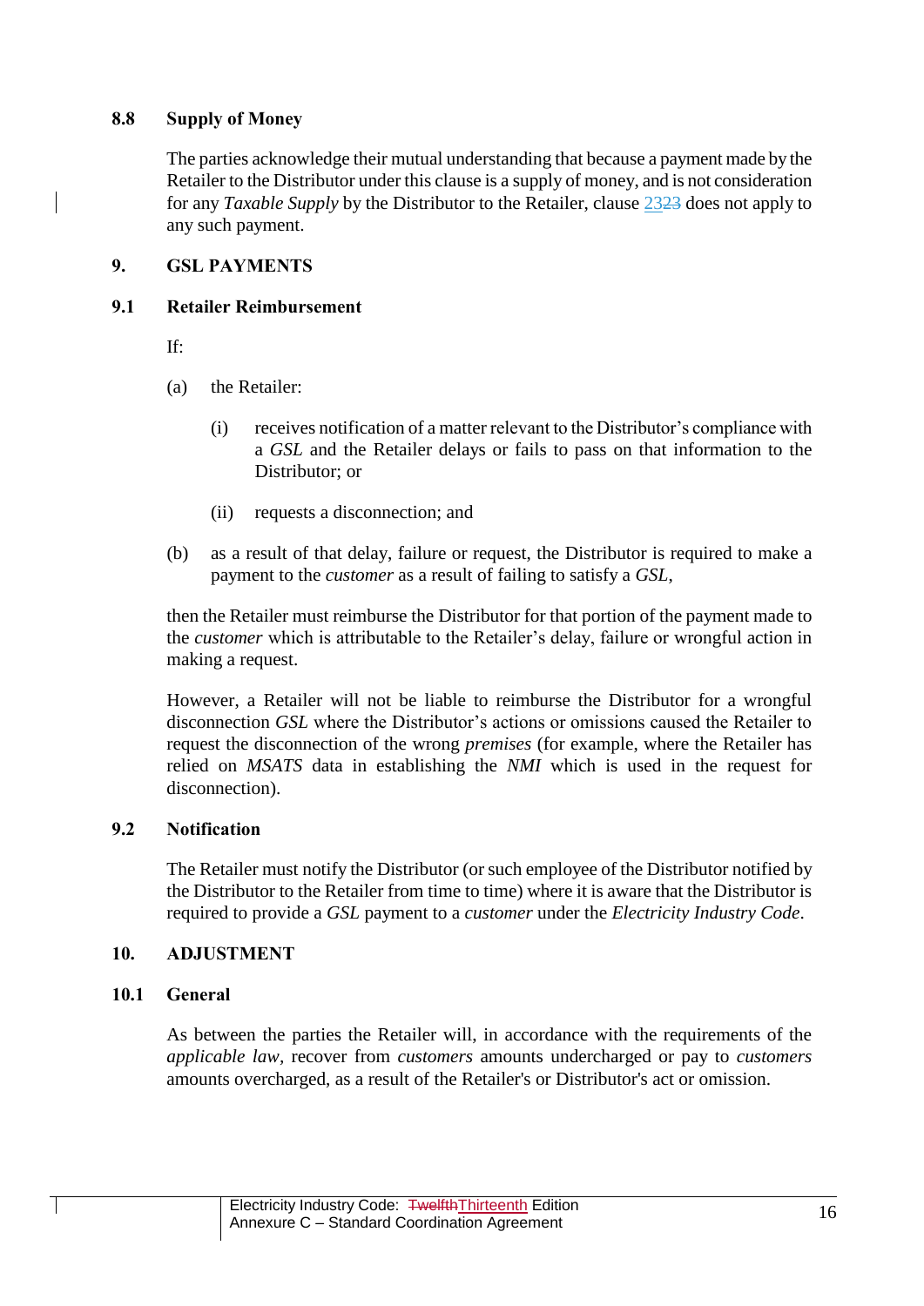### 8.8 Supply of Money

The parties acknowledge their mutual understanding that because a payment made by the Retailer to the Distributor under this clause is a supply of money, and is not consideration for any *Taxable Supply* by the Distributor to the Retailer, clause ~~23~~23 does not apply to any such payment.

## 9. GSL PAYMENTS

### 9.1 Retailer Reimbursement

If:

(a) the Retailer:

(i) receives notification of a matter relevant to the Distributor's compliance with a *GSL* and the Retailer delays or fails to pass on that information to the Distributor; or

(ii) requests a disconnection; and

(b) as a result of that delay, failure or request, the Distributor is required to make a payment to the *customer* as a result of failing to satisfy a *GSL*,

then the Retailer must reimburse the Distributor for that portion of the payment made to the *customer* which is attributable to the Retailer's delay, failure or wrongful action in making a request.

However, a Retailer will not be liable to reimburse the Distributor for a wrongful disconnection *GSL* where the Distributor's actions or omissions caused the Retailer to request the disconnection of the wrong *premises* (for example, where the Retailer has relied on *MSATS* data in establishing the *NMI* which is used in the request for disconnection).

### 9.2 Notification

The Retailer must notify the Distributor (or such employee of the Distributor notified by the Distributor to the Retailer from time to time) where it is aware that the Distributor is required to provide a *GSL* payment to a *customer* under the *Electricity Industry Code*.

## 10. ADJUSTMENT

### 10.1 General

As between the parties the Retailer will, in accordance with the requirements of the *applicable law*, recover from *customers* amounts undercharged or pay to *customers* amounts overcharged, as a result of the Retailer's or Distributor's act or omission.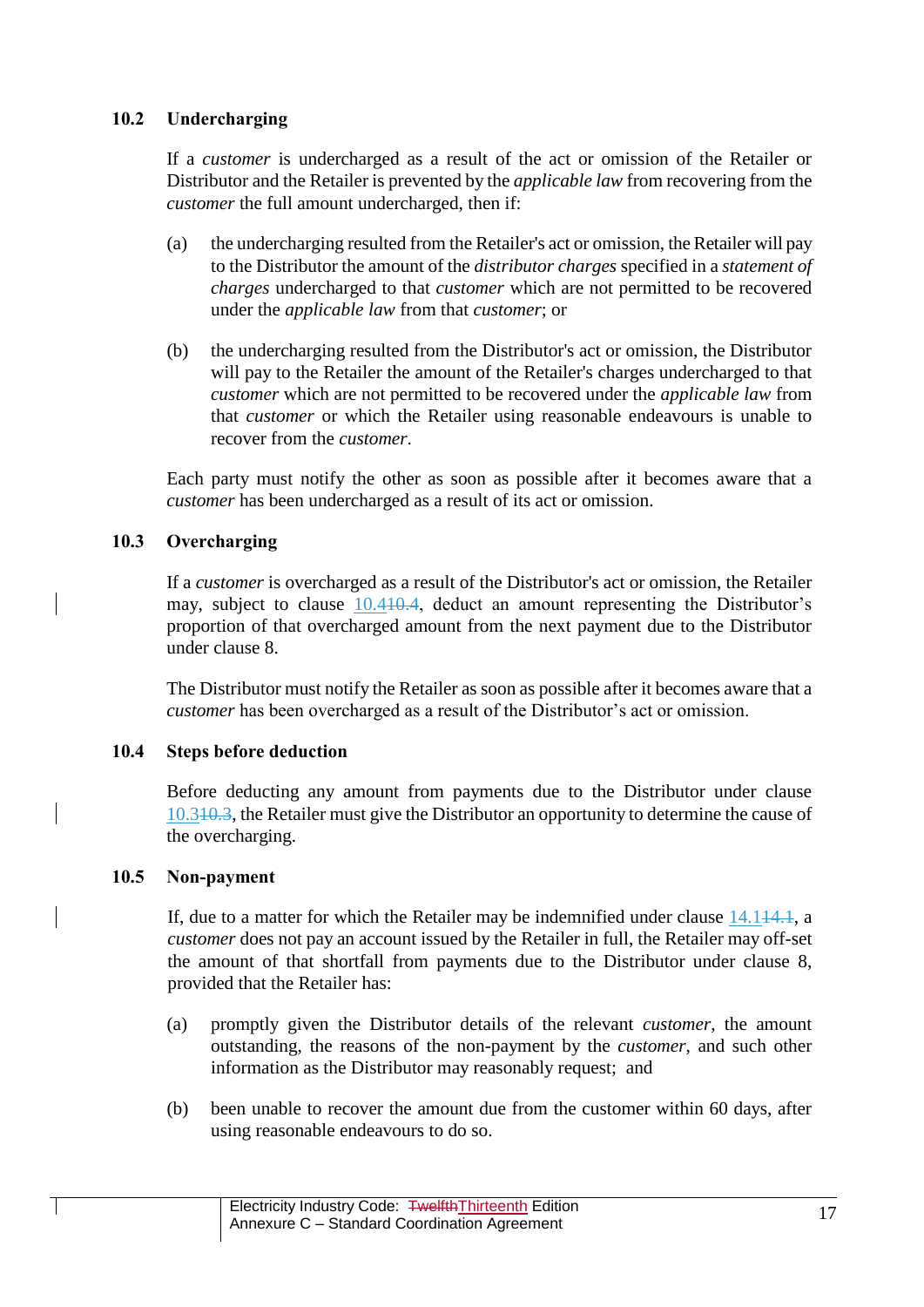### 10.2 Undercharging

If a *customer* is undercharged as a result of the act or omission of the Retailer or Distributor and the Retailer is prevented by the *applicable law* from recovering from the *customer* the full amount undercharged, then if:

(a) the undercharging resulted from the Retailer's act or omission, the Retailer will pay to the Distributor the amount of the *distributor charges* specified in a *statement of charges* undercharged to that *customer* which are not permitted to be recovered under the *applicable law* from that *customer*; or

(b) the undercharging resulted from the Distributor's act or omission, the Distributor will pay to the Retailer the amount of the Retailer's charges undercharged to that *customer* which are not permitted to be recovered under the *applicable law* from that *customer* or which the Retailer using reasonable endeavours is unable to recover from the *customer*.

Each party must notify the other as soon as possible after it becomes aware that a *customer* has been undercharged as a result of its act or omission.

### 10.3 Overcharging

If a *customer* is overcharged as a result of the Distributor's act or omission, the Retailer may, subject to clause 10.4~~10.4~~, deduct an amount representing the Distributor's proportion of that overcharged amount from the next payment due to the Distributor under clause 8.

The Distributor must notify the Retailer as soon as possible after it becomes aware that a *customer* has been overcharged as a result of the Distributor's act or omission.

### 10.4 Steps before deduction

Before deducting any amount from payments due to the Distributor under clause 10.3~~10.3~~, the Retailer must give the Distributor an opportunity to determine the cause of the overcharging.

### 10.5 Non-payment

If, due to a matter for which the Retailer may be indemnified under clause 14.1~~14.1~~, a *customer* does not pay an account issued by the Retailer in full, the Retailer may off-set the amount of that shortfall from payments due to the Distributor under clause 8, provided that the Retailer has:

(a) promptly given the Distributor details of the relevant *customer*, the amount outstanding, the reasons of the non-payment by the *customer*, and such other information as the Distributor may reasonably request; and

(b) been unable to recover the amount due from the customer within 60 days, after using reasonable endeavours to do so.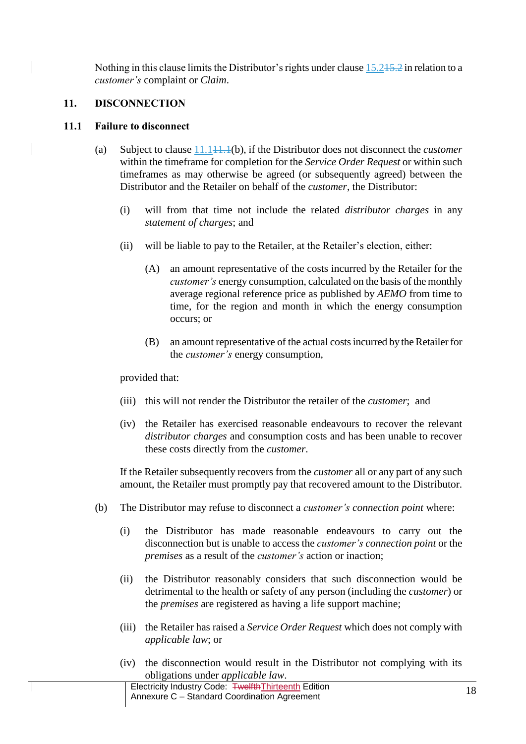Nothing in this clause limits the Distributor's rights under clause 15.2~~15.2~~ in relation to a *customer's* complaint or *Claim*.

## 11. DISCONNECTION

### 11.1 Failure to disconnect

(a) Subject to clause 11.1~~11.1~~(b), if the Distributor does not disconnect the *customer* within the timeframe for completion for the *Service Order Request* or within such timeframes as may otherwise be agreed (or subsequently agreed) between the Distributor and the Retailer on behalf of the *customer*, the Distributor:

   (i) will from that time not include the related *distributor charges* in any *statement of charges*; and

   (ii) will be liable to pay to the Retailer, at the Retailer's election, either:

      (A) an amount representative of the costs incurred by the Retailer for the *customer's* energy consumption, calculated on the basis of the monthly average regional reference price as published by *AEMO* from time to time, for the region and month in which the energy consumption occurs; or

      (B) an amount representative of the actual costs incurred by the Retailer for the *customer's* energy consumption,

   provided that:

   (iii) this will not render the Distributor the retailer of the *customer*; and

   (iv) the Retailer has exercised reasonable endeavours to recover the relevant *distributor charges* and consumption costs and has been unable to recover these costs directly from the *customer*.

   If the Retailer subsequently recovers from the *customer* all or any part of any such amount, the Retailer must promptly pay that recovered amount to the Distributor.

(b) The Distributor may refuse to disconnect a *customer's connection point* where:

   (i) the Distributor has made reasonable endeavours to carry out the disconnection but is unable to access the *customer's connection point* or the *premises* as a result of the *customer's* action or inaction;

   (ii) the Distributor reasonably considers that such disconnection would be detrimental to the health or safety of any person (including the *customer*) or the *premises* are registered as having a life support machine;

   (iii) the Retailer has raised a *Service Order Request* which does not comply with *applicable law*; or

   (iv) the disconnection would result in the Distributor not complying with its obligations under *applicable law*.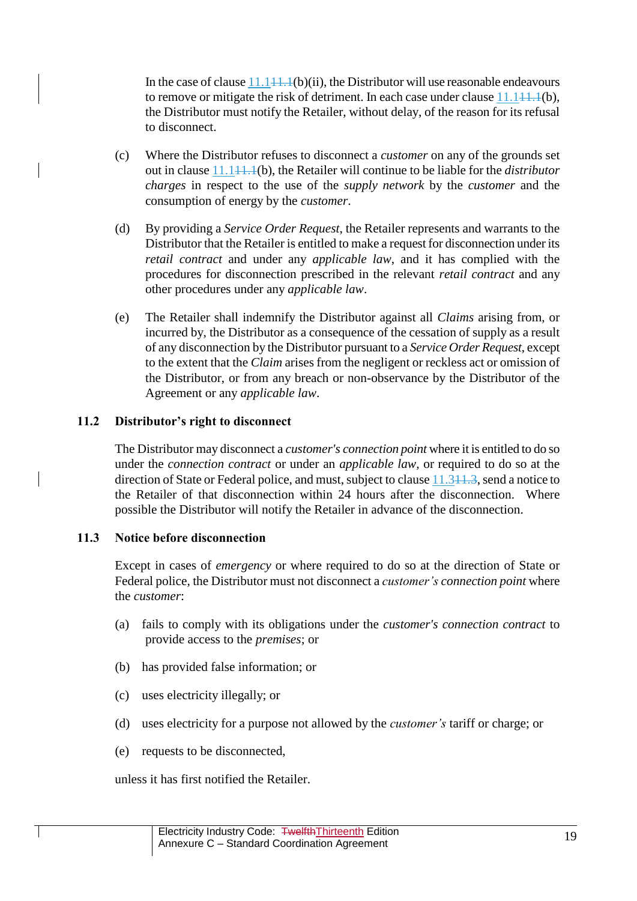In the case of clause 11.1(b)(ii), the Distributor will use reasonable endeavours to remove or mitigate the risk of detriment. In each case under clause 11.1(b), the Distributor must notify the Retailer, without delay, of the reason for its refusal to disconnect.

(c) Where the Distributor refuses to disconnect a *customer* on any of the grounds set out in clause 11.1(b), the Retailer will continue to be liable for the *distributor charges* in respect to the use of the *supply network* by the *customer* and the consumption of energy by the *customer*.

(d) By providing a *Service Order Request*, the Retailer represents and warrants to the Distributor that the Retailer is entitled to make a request for disconnection under its *retail contract* and under any *applicable law*, and it has complied with the procedures for disconnection prescribed in the relevant *retail contract* and any other procedures under any *applicable law*.

(e) The Retailer shall indemnify the Distributor against all *Claims* arising from, or incurred by, the Distributor as a consequence of the cessation of supply as a result of any disconnection by the Distributor pursuant to a *Service Order Request*, except to the extent that the *Claim* arises from the negligent or reckless act or omission of the Distributor, or from any breach or non-observance by the Distributor of the Agreement or any *applicable law*.

### 11.2 Distributor's right to disconnect

The Distributor may disconnect a *customer's connection point* where it is entitled to do so under the *connection contract* or under an *applicable law*, or required to do so at the direction of State or Federal police, and must, subject to clause 11.3, send a notice to the Retailer of that disconnection within 24 hours after the disconnection. Where possible the Distributor will notify the Retailer in advance of the disconnection.

### 11.3 Notice before disconnection

Except in cases of *emergency* or where required to do so at the direction of State or Federal police, the Distributor must not disconnect a *customer's connection point* where the *customer*:

(a) fails to comply with its obligations under the *customer's connection contract* to provide access to the *premises*; or

(b) has provided false information; or

(c) uses electricity illegally; or

(d) uses electricity for a purpose not allowed by the *customer's* tariff or charge; or

(e) requests to be disconnected,

unless it has first notified the Retailer.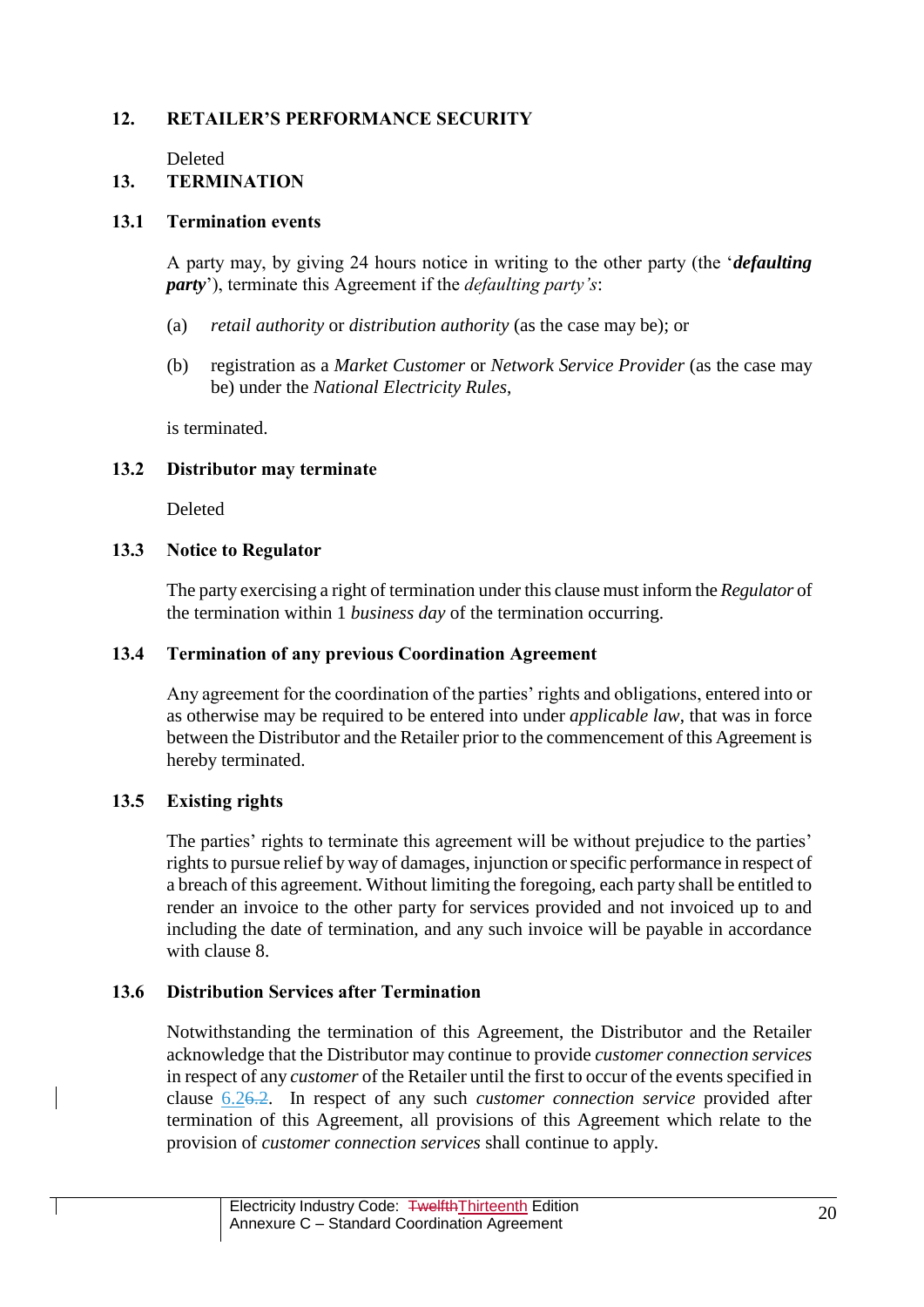## 12. RETAILER'S PERFORMANCE SECURITY

Deleted

## 13. TERMINATION

### 13.1 Termination events

A party may, by giving 24 hours notice in writing to the other party (the '***defaulting party***'), terminate this Agreement if the *defaulting party's*:

(a) *retail authority* or *distribution authority* (as the case may be); or

(b) registration as a *Market Customer* or *Network Service Provider* (as the case may be) under the *National Electricity Rules*,

is terminated.

### 13.2 Distributor may terminate

Deleted

### 13.3 Notice to Regulator

The party exercising a right of termination under this clause must inform the *Regulator* of the termination within 1 *business day* of the termination occurring.

### 13.4 Termination of any previous Coordination Agreement

Any agreement for the coordination of the parties' rights and obligations, entered into or as otherwise may be required to be entered into under *applicable law*, that was in force between the Distributor and the Retailer prior to the commencement of this Agreement is hereby terminated.

### 13.5 Existing rights

The parties' rights to terminate this agreement will be without prejudice to the parties' rights to pursue relief by way of damages, injunction or specific performance in respect of a breach of this agreement. Without limiting the foregoing, each party shall be entitled to render an invoice to the other party for services provided and not invoiced up to and including the date of termination, and any such invoice will be payable in accordance with clause 8.

### 13.6 Distribution Services after Termination

Notwithstanding the termination of this Agreement, the Distributor and the Retailer acknowledge that the Distributor may continue to provide *customer connection services* in respect of any *customer* of the Retailer until the first to occur of the events specified in clause 6.2~~6.2~~. In respect of any such *customer connection service* provided after termination of this Agreement, all provisions of this Agreement which relate to the provision of *customer connection services* shall continue to apply.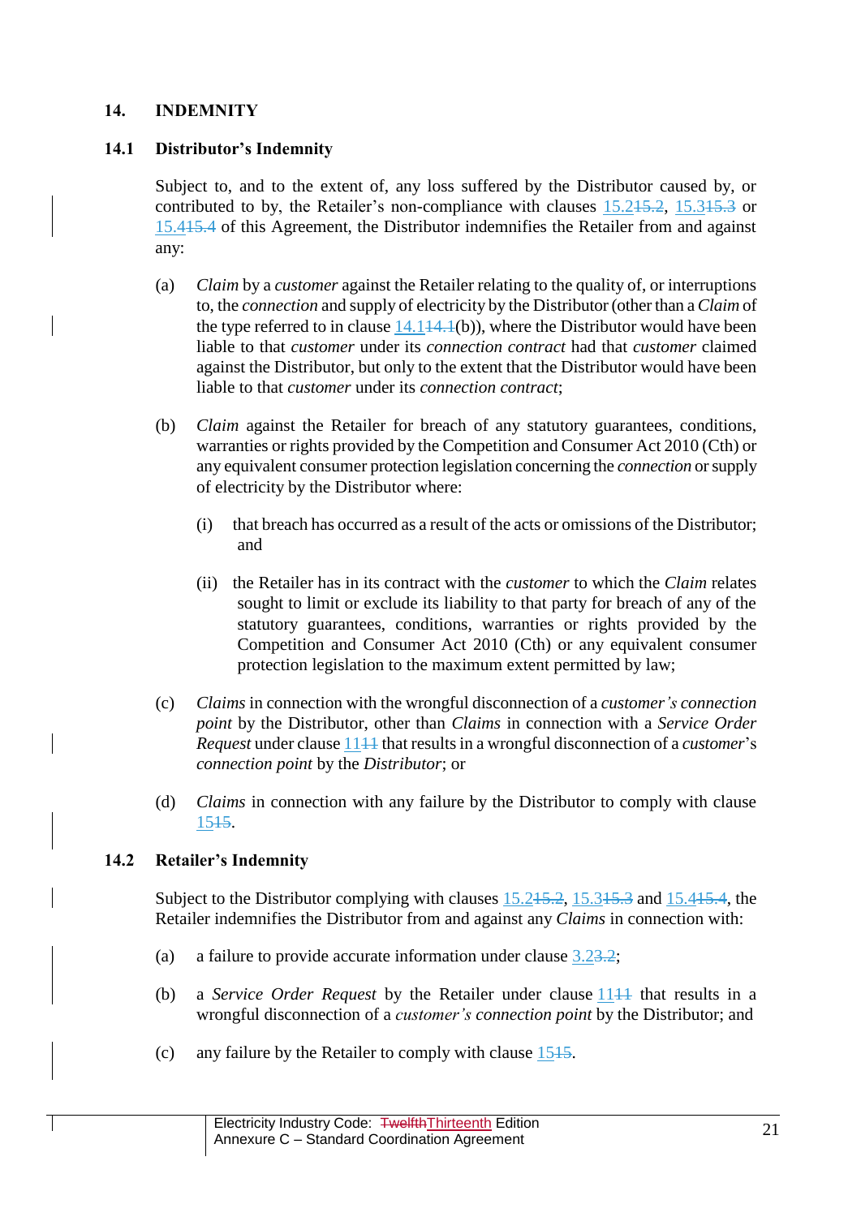## 14. INDEMNITY

### 14.1 Distributor's Indemnity

Subject to, and to the extent of, any loss suffered by the Distributor caused by, or contributed to by, the Retailer's non-compliance with clauses 15.2, 15.3 or 15.4 of this Agreement, the Distributor indemnifies the Retailer from and against any:

(a) *Claim* by a *customer* against the Retailer relating to the quality of, or interruptions to, the *connection* and supply of electricity by the Distributor (other than a *Claim* of the type referred to in clause 14.1(b)), where the Distributor would have been liable to that *customer* under its *connection contract* had that *customer* claimed against the Distributor, but only to the extent that the Distributor would have been liable to that *customer* under its *connection contract*;

(b) *Claim* against the Retailer for breach of any statutory guarantees, conditions, warranties or rights provided by the Competition and Consumer Act 2010 (Cth) or any equivalent consumer protection legislation concerning the *connection* or supply of electricity by the Distributor where:

   (i) that breach has occurred as a result of the acts or omissions of the Distributor; and

   (ii) the Retailer has in its contract with the *customer* to which the *Claim* relates sought to limit or exclude its liability to that party for breach of any of the statutory guarantees, conditions, warranties or rights provided by the Competition and Consumer Act 2010 (Cth) or any equivalent consumer protection legislation to the maximum extent permitted by law;

(c) *Claims* in connection with the wrongful disconnection of a *customer's connection point* by the Distributor, other than *Claims* in connection with a *Service Order Request* under clause 11 that results in a wrongful disconnection of a *customer*'s *connection point* by the *Distributor*; or

(d) *Claims* in connection with any failure by the Distributor to comply with clause 15.

### 14.2 Retailer's Indemnity

Subject to the Distributor complying with clauses 15.2, 15.3 and 15.4, the Retailer indemnifies the Distributor from and against any *Claims* in connection with:

(a) a failure to provide accurate information under clause 3.2;

(b) a *Service Order Request* by the Retailer under clause 11 that results in a wrongful disconnection of a *customer's connection point* by the Distributor; and

(c) any failure by the Retailer to comply with clause 15.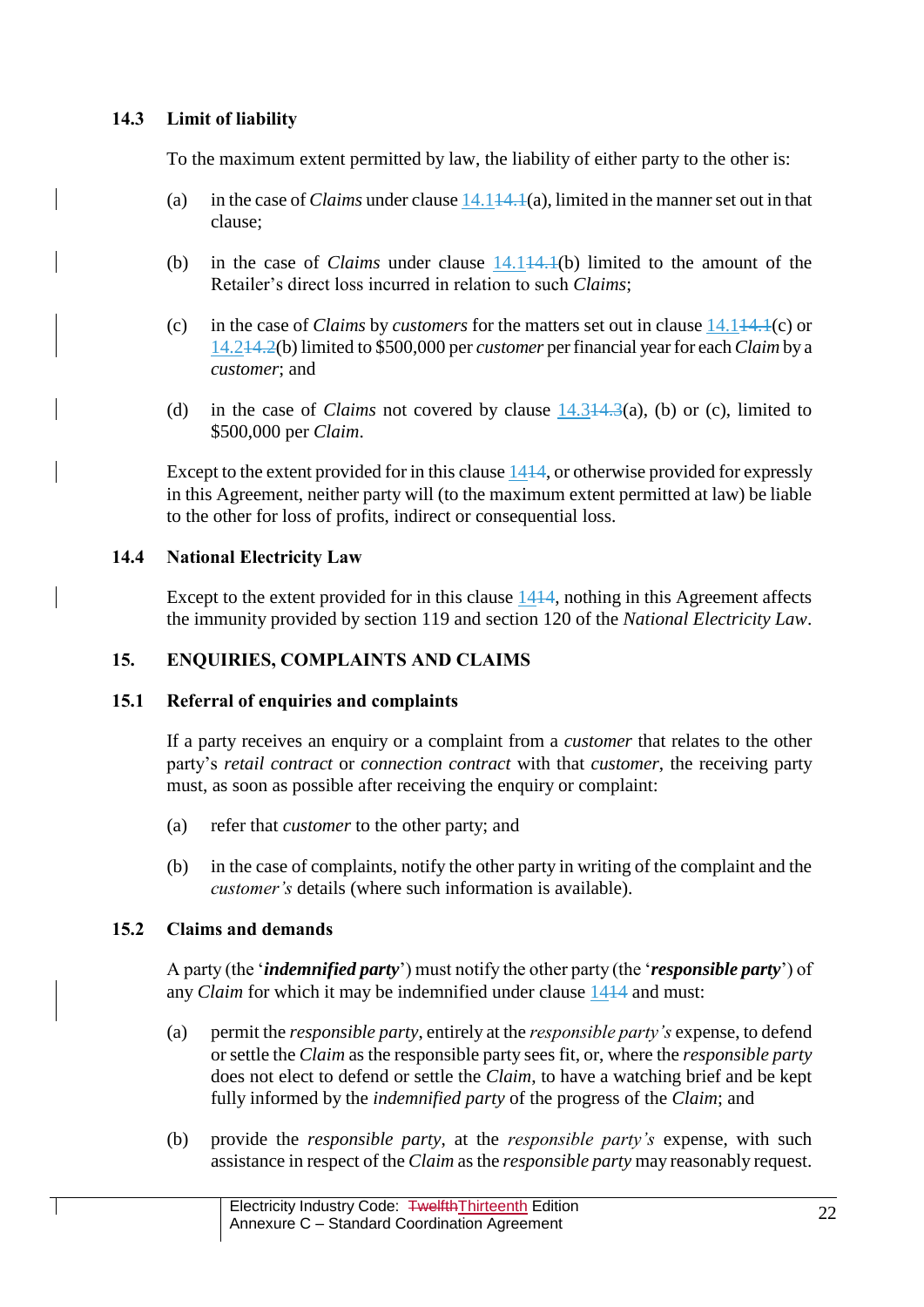### 14.3 Limit of liability

To the maximum extent permitted by law, the liability of either party to the other is:

(a) in the case of *Claims* under clause 14.1~~14.1~~(a), limited in the manner set out in that clause;

(b) in the case of *Claims* under clause 14.1~~14.1~~(b) limited to the amount of the Retailer's direct loss incurred in relation to such *Claims*;

(c) in the case of *Claims* by *customers* for the matters set out in clause 14.1~~14.1~~(c) or 14.2~~14.2~~(b) limited to $500,000 per *customer* per financial year for each *Claim* by a *customer*; and

(d) in the case of *Claims* not covered by clause 14.3~~14.3~~(a), (b) or (c), limited to $500,000 per *Claim*.

Except to the extent provided for in this clause 14~~14~~, or otherwise provided for expressly in this Agreement, neither party will (to the maximum extent permitted at law) be liable to the other for loss of profits, indirect or consequential loss.

### 14.4 National Electricity Law

Except to the extent provided for in this clause 14~~14~~, nothing in this Agreement affects the immunity provided by section 119 and section 120 of the *National Electricity Law*.

## 15. ENQUIRIES, COMPLAINTS AND CLAIMS

### 15.1 Referral of enquiries and complaints

If a party receives an enquiry or a complaint from a *customer* that relates to the other party's *retail contract* or *connection contract* with that *customer*, the receiving party must, as soon as possible after receiving the enquiry or complaint:

(a) refer that *customer* to the other party; and

(b) in the case of complaints, notify the other party in writing of the complaint and the *customer's* details (where such information is available).

### 15.2 Claims and demands

A party (the '***indemnified party***') must notify the other party (the '***responsible party***') of any *Claim* for which it may be indemnified under clause 14~~14~~ and must:

(a) permit the *responsible party*, entirely at the *responsible party's* expense, to defend or settle the *Claim* as the responsible party sees fit, or, where the *responsible party* does not elect to defend or settle the *Claim*, to have a watching brief and be kept fully informed by the *indemnified party* of the progress of the *Claim*; and

(b) provide the *responsible party*, at the *responsible party's* expense, with such assistance in respect of the *Claim* as the *responsible party* may reasonably request.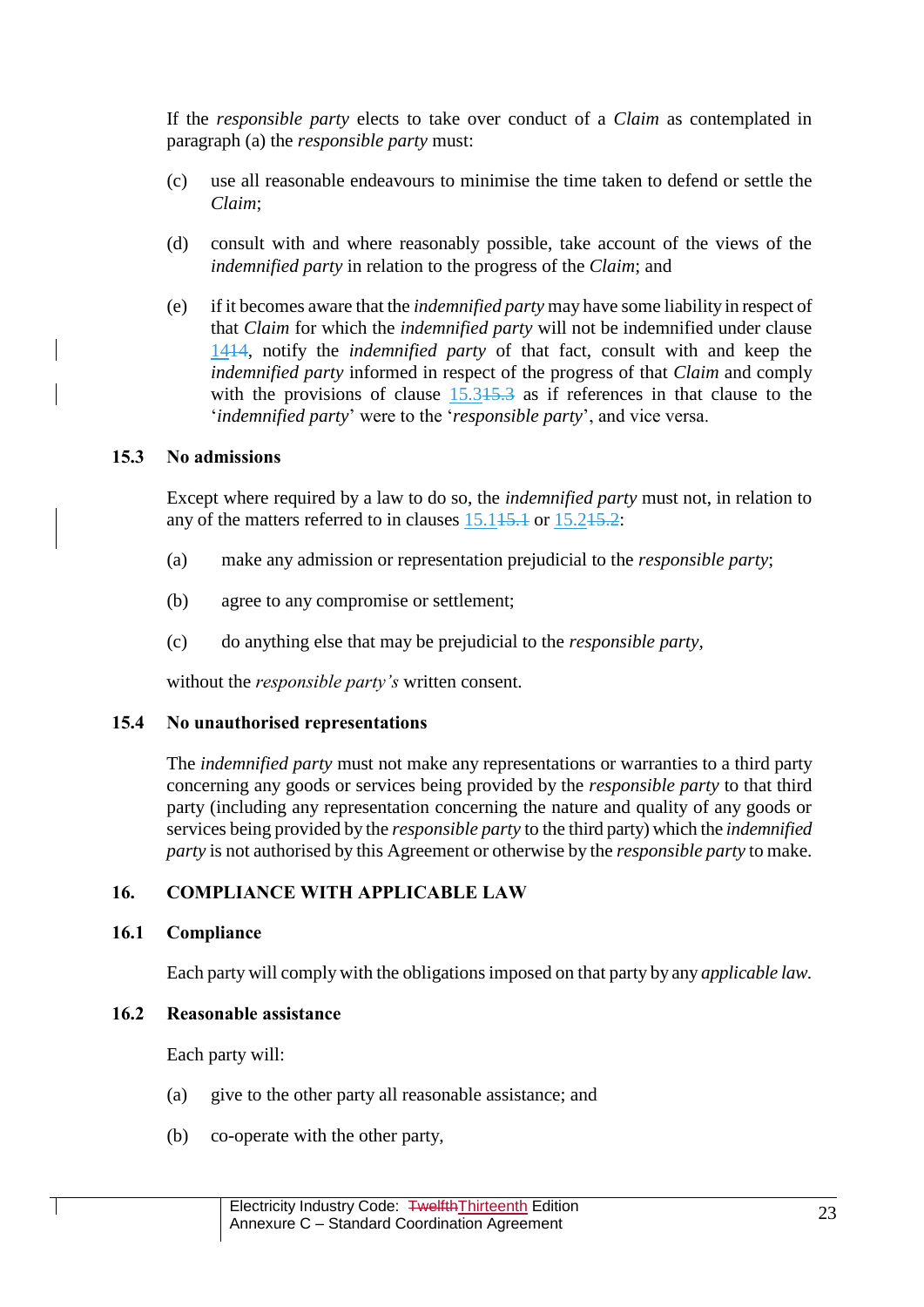If the *responsible party* elects to take over conduct of a *Claim* as contemplated in paragraph (a) the *responsible party* must:

(c) use all reasonable endeavours to minimise the time taken to defend or settle the *Claim*;

(d) consult with and where reasonably possible, take account of the views of the *indemnified party* in relation to the progress of the *Claim*; and

(e) if it becomes aware that the *indemnified party* may have some liability in respect of that *Claim* for which the *indemnified party* will not be indemnified under clause 14~~14~~, notify the *indemnified party* of that fact, consult with and keep the *indemnified party* informed in respect of the progress of that *Claim* and comply with the provisions of clause 15.3~~15.3~~ as if references in that clause to the '*indemnified party*' were to the '*responsible party*', and vice versa.

### 15.3 No admissions

Except where required by a law to do so, the *indemnified party* must not, in relation to any of the matters referred to in clauses 15.1~~15.1~~ or 15.2~~15.2~~:

(a) make any admission or representation prejudicial to the *responsible party*;

(b) agree to any compromise or settlement;

(c) do anything else that may be prejudicial to the *responsible party*,

without the *responsible party's* written consent.

### 15.4 No unauthorised representations

The *indemnified party* must not make any representations or warranties to a third party concerning any goods or services being provided by the *responsible party* to that third party (including any representation concerning the nature and quality of any goods or services being provided by the *responsible party* to the third party) which the *indemnified party* is not authorised by this Agreement or otherwise by the *responsible party* to make.

## 16. COMPLIANCE WITH APPLICABLE LAW

### 16.1 Compliance

Each party will comply with the obligations imposed on that party by any *applicable law*.

### 16.2 Reasonable assistance

Each party will:

(a) give to the other party all reasonable assistance; and

(b) co-operate with the other party,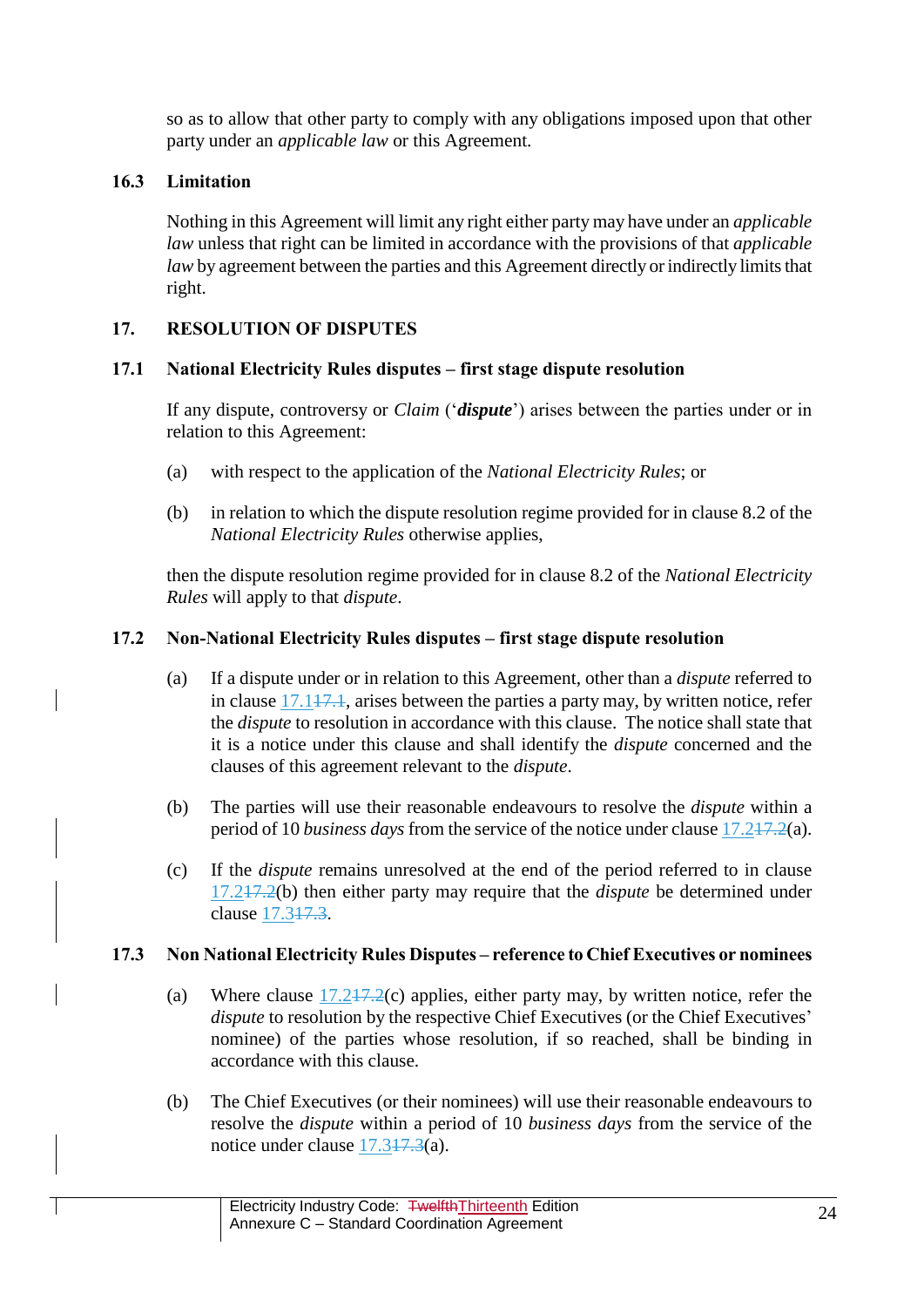so as to allow that other party to comply with any obligations imposed upon that other party under an *applicable law* or this Agreement.

### 16.3 Limitation

Nothing in this Agreement will limit any right either party may have under an *applicable law* unless that right can be limited in accordance with the provisions of that *applicable law* by agreement between the parties and this Agreement directly or indirectly limits that right.

## 17. RESOLUTION OF DISPUTES

### 17.1 National Electricity Rules disputes – first stage dispute resolution

If any dispute, controversy or *Claim* ('***dispute***') arises between the parties under or in relation to this Agreement:

(a) with respect to the application of the *National Electricity Rules*; or

(b) in relation to which the dispute resolution regime provided for in clause 8.2 of the *National Electricity Rules* otherwise applies,

then the dispute resolution regime provided for in clause 8.2 of the *National Electricity Rules* will apply to that *dispute*.

### 17.2 Non-National Electricity Rules disputes – first stage dispute resolution

(a) If a dispute under or in relation to this Agreement, other than a *dispute* referred to in clause 17.1~~17.1~~, arises between the parties a party may, by written notice, refer the *dispute* to resolution in accordance with this clause. The notice shall state that it is a notice under this clause and shall identify the *dispute* concerned and the clauses of this agreement relevant to the *dispute*.

(b) The parties will use their reasonable endeavours to resolve the *dispute* within a period of 10 *business days* from the service of the notice under clause 17.2~~17.2~~(a).

(c) If the *dispute* remains unresolved at the end of the period referred to in clause 17.2~~17.2~~(b) then either party may require that the *dispute* be determined under clause 17.3~~17.3~~.

### 17.3 Non National Electricity Rules Disputes – reference to Chief Executives or nominees

(a) Where clause 17.2~~17.2~~(c) applies, either party may, by written notice, refer the *dispute* to resolution by the respective Chief Executives (or the Chief Executives' nominee) of the parties whose resolution, if so reached, shall be binding in accordance with this clause.

(b) The Chief Executives (or their nominees) will use their reasonable endeavours to resolve the *dispute* within a period of 10 *business days* from the service of the notice under clause 17.3~~17.3~~(a).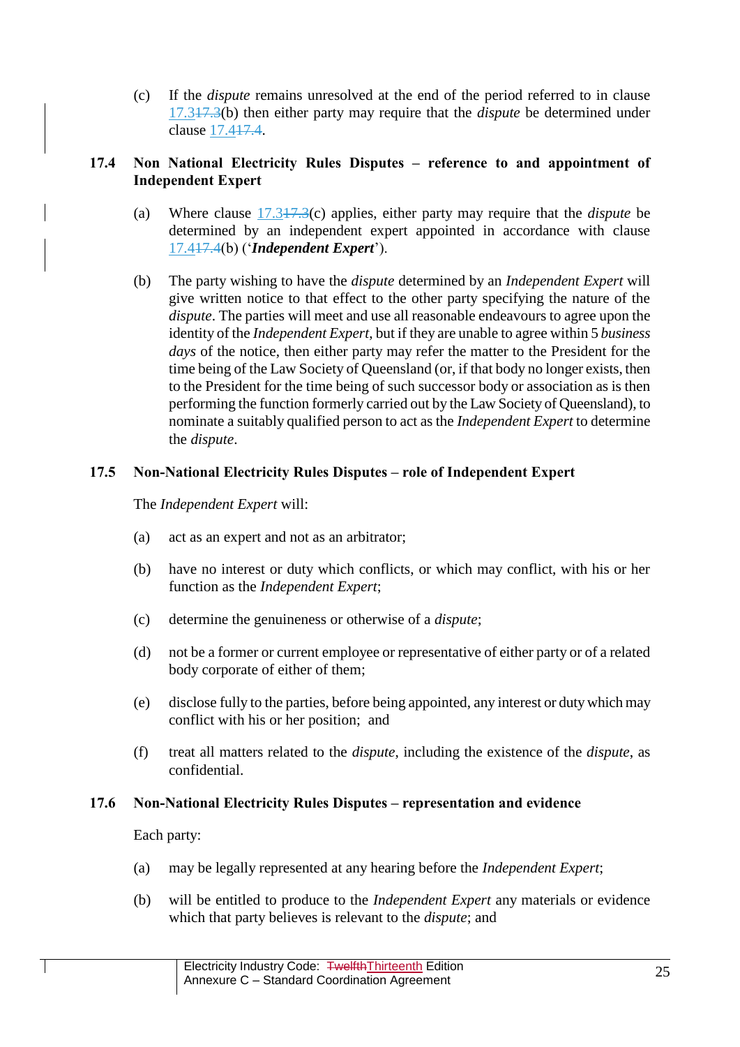(c) If the *dispute* remains unresolved at the end of the period referred to in clause 17.3~~17.3~~(b) then either party may require that the *dispute* be determined under clause 17.4~~17.4~~.

### 17.4 Non National Electricity Rules Disputes – reference to and appointment of Independent Expert

(a) Where clause 17.3~~17.3~~(c) applies, either party may require that the *dispute* be determined by an independent expert appointed in accordance with clause 17.4~~17.4~~(b) ('***Independent Expert***').

(b) The party wishing to have the *dispute* determined by an *Independent Expert* will give written notice to that effect to the other party specifying the nature of the *dispute*. The parties will meet and use all reasonable endeavours to agree upon the identity of the *Independent Expert*, but if they are unable to agree within 5 *business days* of the notice, then either party may refer the matter to the President for the time being of the Law Society of Queensland (or, if that body no longer exists, then to the President for the time being of such successor body or association as is then performing the function formerly carried out by the Law Society of Queensland), to nominate a suitably qualified person to act as the *Independent Expert* to determine the *dispute*.

### 17.5 Non-National Electricity Rules Disputes – role of Independent Expert

The *Independent Expert* will:

(a) act as an expert and not as an arbitrator;

(b) have no interest or duty which conflicts, or which may conflict, with his or her function as the *Independent Expert*;

(c) determine the genuineness or otherwise of a *dispute*;

(d) not be a former or current employee or representative of either party or of a related body corporate of either of them;

(e) disclose fully to the parties, before being appointed, any interest or duty which may conflict with his or her position; and

(f) treat all matters related to the *dispute*, including the existence of the *dispute*, as confidential.

### 17.6 Non-National Electricity Rules Disputes – representation and evidence

Each party:

(a) may be legally represented at any hearing before the *Independent Expert*;

(b) will be entitled to produce to the *Independent Expert* any materials or evidence which that party believes is relevant to the *dispute*; and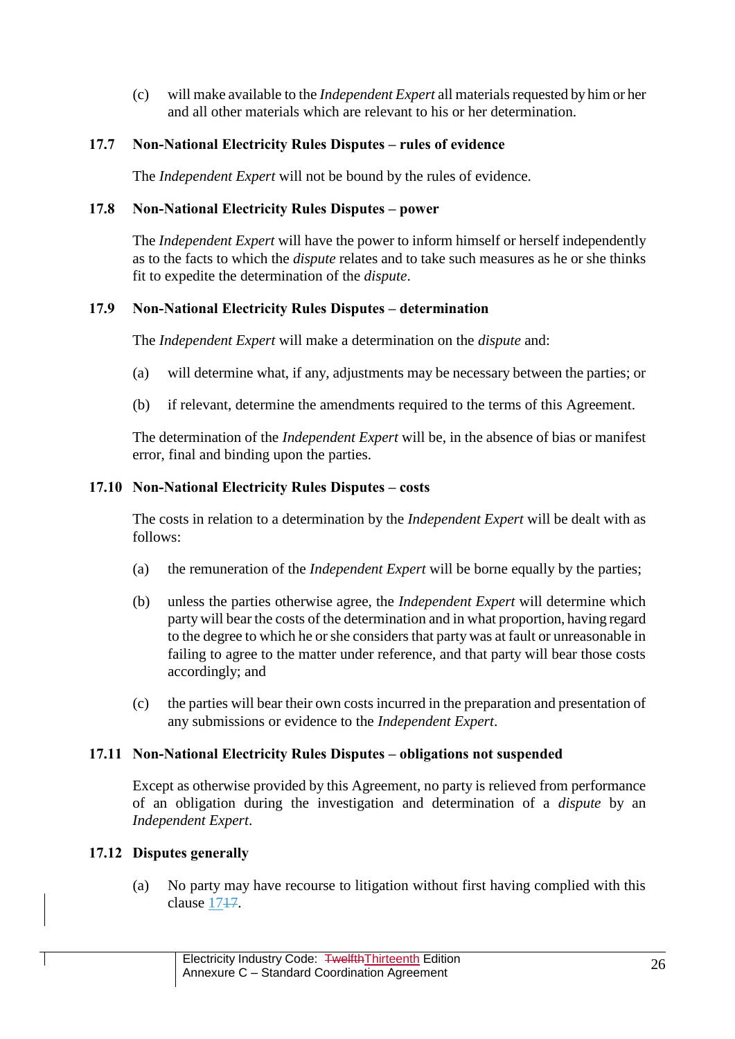(c) will make available to the *Independent Expert* all materials requested by him or her and all other materials which are relevant to his or her determination.

### 17.7 Non-National Electricity Rules Disputes – rules of evidence

The *Independent Expert* will not be bound by the rules of evidence.

### 17.8 Non-National Electricity Rules Disputes – power

The *Independent Expert* will have the power to inform himself or herself independently as to the facts to which the *dispute* relates and to take such measures as he or she thinks fit to expedite the determination of the *dispute*.

### 17.9 Non-National Electricity Rules Disputes – determination

The *Independent Expert* will make a determination on the *dispute* and:

(a) will determine what, if any, adjustments may be necessary between the parties; or

(b) if relevant, determine the amendments required to the terms of this Agreement.

The determination of the *Independent Expert* will be, in the absence of bias or manifest error, final and binding upon the parties.

### 17.10 Non-National Electricity Rules Disputes – costs

The costs in relation to a determination by the *Independent Expert* will be dealt with as follows:

(a) the remuneration of the *Independent Expert* will be borne equally by the parties;

(b) unless the parties otherwise agree, the *Independent Expert* will determine which party will bear the costs of the determination and in what proportion, having regard to the degree to which he or she considers that party was at fault or unreasonable in failing to agree to the matter under reference, and that party will bear those costs accordingly; and

(c) the parties will bear their own costs incurred in the preparation and presentation of any submissions or evidence to the *Independent Expert*.

### 17.11 Non-National Electricity Rules Disputes – obligations not suspended

Except as otherwise provided by this Agreement, no party is relieved from performance of an obligation during the investigation and determination of a *dispute* by an *Independent Expert*.

### 17.12 Disputes generally

(a) No party may have recourse to litigation without first having complied with this clause ~~17~~17.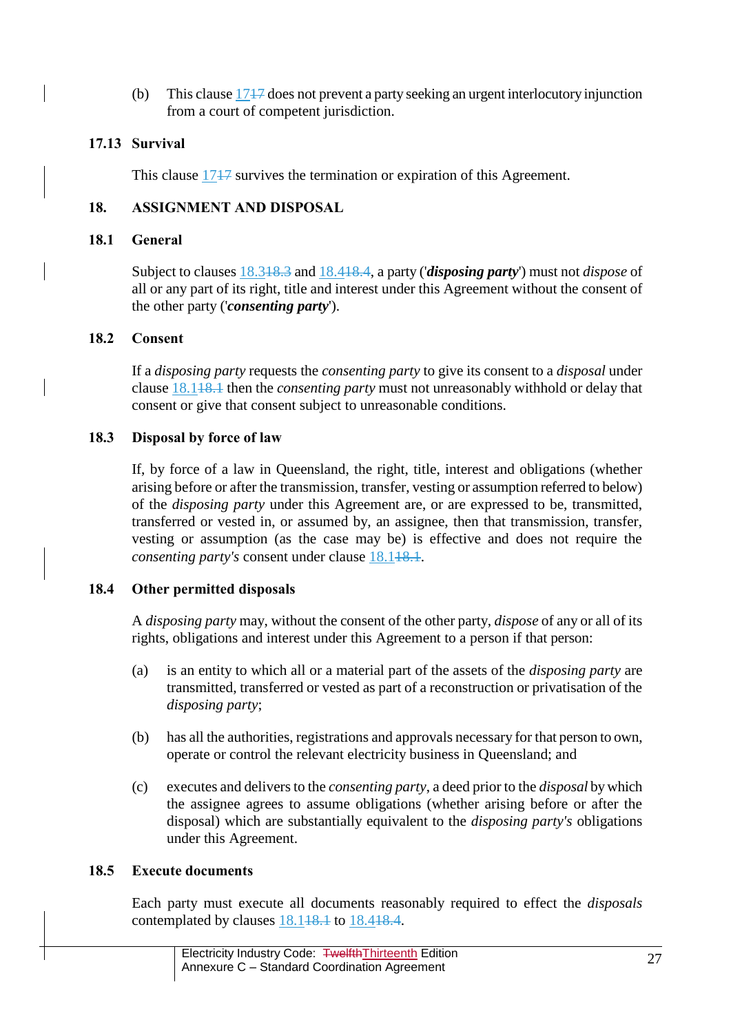(b) This clause 17~~17~~ does not prevent a party seeking an urgent interlocutory injunction from a court of competent jurisdiction.

### 17.13 Survival

This clause 17~~17~~ survives the termination or expiration of this Agreement.

## 18. ASSIGNMENT AND DISPOSAL

### 18.1 General

Subject to clauses 18.3~~18.3~~ and 18.4~~18.4~~, a party ('***disposing party***') must not *dispose* of all or any part of its right, title and interest under this Agreement without the consent of the other party ('***consenting party***').

### 18.2 Consent

If a *disposing party* requests the *consenting party* to give its consent to a *disposal* under clause 18.1~~18.1~~ then the *consenting party* must not unreasonably withhold or delay that consent or give that consent subject to unreasonable conditions.

### 18.3 Disposal by force of law

If, by force of a law in Queensland, the right, title, interest and obligations (whether arising before or after the transmission, transfer, vesting or assumption referred to below) of the *disposing party* under this Agreement are, or are expressed to be, transmitted, transferred or vested in, or assumed by, an assignee, then that transmission, transfer, vesting or assumption (as the case may be) is effective and does not require the *consenting party's* consent under clause 18.1~~18.1~~.

### 18.4 Other permitted disposals

A *disposing party* may, without the consent of the other party, *dispose* of any or all of its rights, obligations and interest under this Agreement to a person if that person:

(a) is an entity to which all or a material part of the assets of the *disposing party* are transmitted, transferred or vested as part of a reconstruction or privatisation of the *disposing party*;

(b) has all the authorities, registrations and approvals necessary for that person to own, operate or control the relevant electricity business in Queensland; and

(c) executes and delivers to the *consenting party*, a deed prior to the *disposal* by which the assignee agrees to assume obligations (whether arising before or after the disposal) which are substantially equivalent to the *disposing party's* obligations under this Agreement.

### 18.5 Execute documents

Each party must execute all documents reasonably required to effect the *disposals* contemplated by clauses 18.1~~18.1~~ to 18.4~~18.4~~.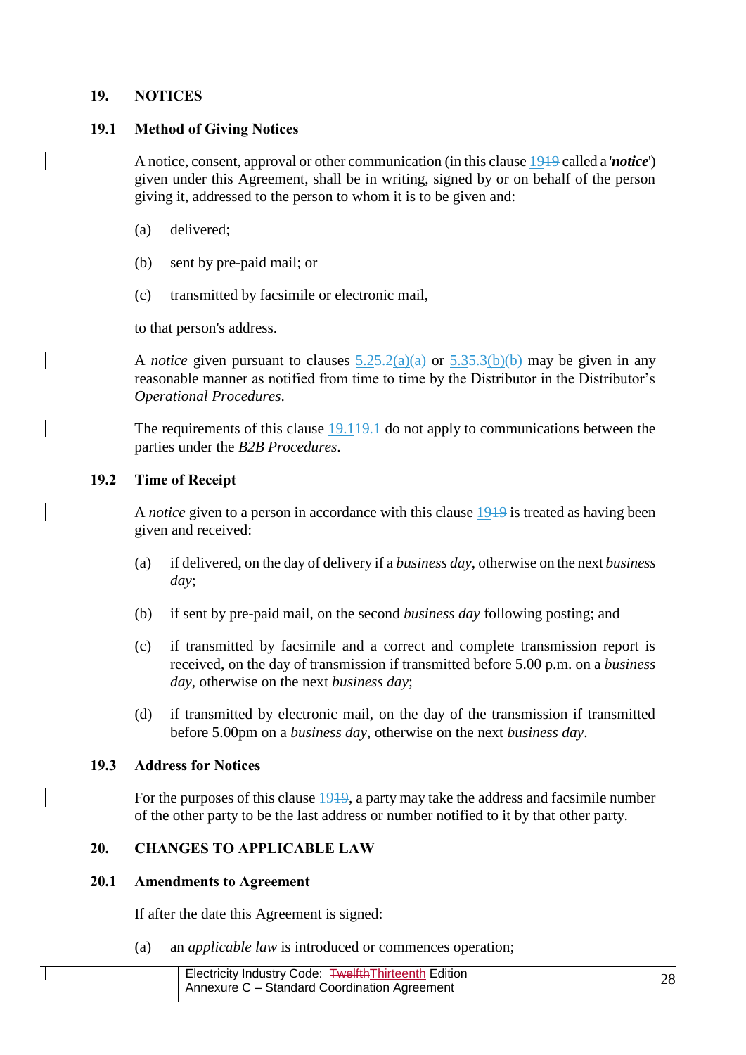## 19. NOTICES

### 19.1 Method of Giving Notices

A notice, consent, approval or other communication (in this clause 19~~19~~ called a '***notice***') given under this Agreement, shall be in writing, signed by or on behalf of the person giving it, addressed to the person to whom it is to be given and:

(a) delivered;

(b) sent by pre-paid mail; or

(c) transmitted by facsimile or electronic mail,

to that person's address.

A *notice* given pursuant to clauses 5.2~~5.2~~(a)~~(a)~~ or 5.3~~5.3~~(b)~~(b)~~ may be given in any reasonable manner as notified from time to time by the Distributor in the Distributor's *Operational Procedures*.

The requirements of this clause 19.1~~19.1~~ do not apply to communications between the parties under the *B2B Procedures*.

### 19.2 Time of Receipt

A *notice* given to a person in accordance with this clause 19~~19~~ is treated as having been given and received:

(a) if delivered, on the day of delivery if a *business day*, otherwise on the next *business day*;

(b) if sent by pre-paid mail, on the second *business day* following posting; and

(c) if transmitted by facsimile and a correct and complete transmission report is received, on the day of transmission if transmitted before 5.00 p.m. on a *business day*, otherwise on the next *business day*;

(d) if transmitted by electronic mail, on the day of the transmission if transmitted before 5.00pm on a *business day*, otherwise on the next *business day*.

### 19.3 Address for Notices

For the purposes of this clause 19~~19~~, a party may take the address and facsimile number of the other party to be the last address or number notified to it by that other party.

## 20. CHANGES TO APPLICABLE LAW

### 20.1 Amendments to Agreement

If after the date this Agreement is signed:

(a) an *applicable law* is introduced or commences operation;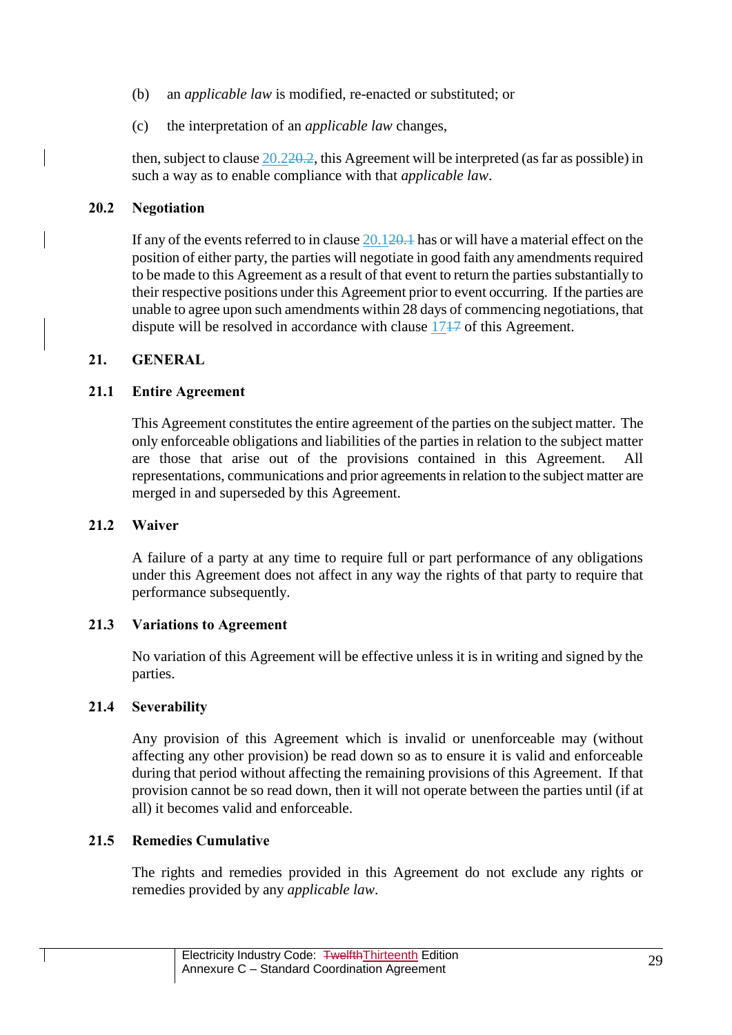(b) an *applicable law* is modified, re-enacted or substituted; or

(c) the interpretation of an *applicable law* changes,

then, subject to clause 20.220.2, this Agreement will be interpreted (as far as possible) in such a way as to enable compliance with that *applicable law*.

### 20.2 Negotiation

If any of the events referred to in clause 20.120.1 has or will have a material effect on the position of either party, the parties will negotiate in good faith any amendments required to be made to this Agreement as a result of that event to return the parties substantially to their respective positions under this Agreement prior to event occurring. If the parties are unable to agree upon such amendments within 28 days of commencing negotiations, that dispute will be resolved in accordance with clause 1717 of this Agreement.

## 21. GENERAL

### 21.1 Entire Agreement

This Agreement constitutes the entire agreement of the parties on the subject matter. The only enforceable obligations and liabilities of the parties in relation to the subject matter are those that arise out of the provisions contained in this Agreement. All representations, communications and prior agreements in relation to the subject matter are merged in and superseded by this Agreement.

### 21.2 Waiver

A failure of a party at any time to require full or part performance of any obligations under this Agreement does not affect in any way the rights of that party to require that performance subsequently.

### 21.3 Variations to Agreement

No variation of this Agreement will be effective unless it is in writing and signed by the parties.

### 21.4 Severability

Any provision of this Agreement which is invalid or unenforceable may (without affecting any other provision) be read down so as to ensure it is valid and enforceable during that period without affecting the remaining provisions of this Agreement. If that provision cannot be so read down, then it will not operate between the parties until (if at all) it becomes valid and enforceable.

### 21.5 Remedies Cumulative

The rights and remedies provided in this Agreement do not exclude any rights or remedies provided by any *applicable law*.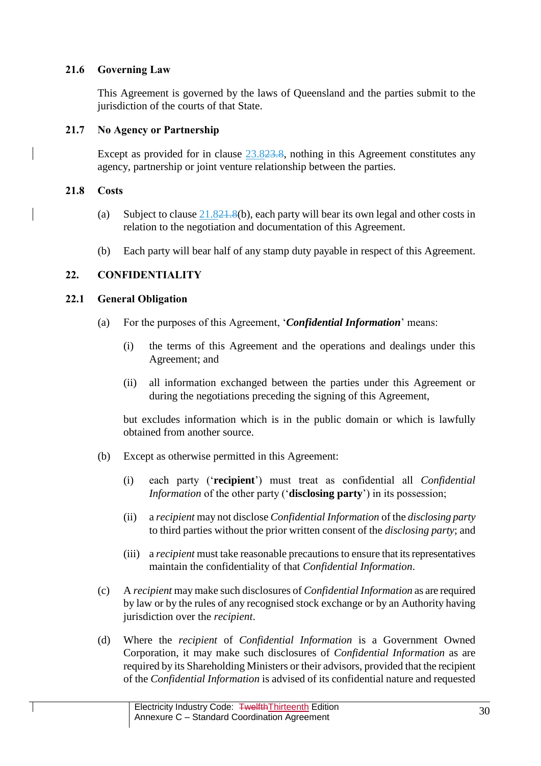### 21.6 Governing Law

This Agreement is governed by the laws of Queensland and the parties submit to the jurisdiction of the courts of that State.

### 21.7 No Agency or Partnership

Except as provided for in clause 23.8~~23.8~~, nothing in this Agreement constitutes any agency, partnership or joint venture relationship between the parties.

### 21.8 Costs

(a) Subject to clause 21.8~~21.8~~(b), each party will bear its own legal and other costs in relation to the negotiation and documentation of this Agreement.

(b) Each party will bear half of any stamp duty payable in respect of this Agreement.

## 22. CONFIDENTIALITY

### 22.1 General Obligation

(a) For the purposes of this Agreement, '***Confidential Information***' means:

  (i) the terms of this Agreement and the operations and dealings under this Agreement; and

  (ii) all information exchanged between the parties under this Agreement or during the negotiations preceding the signing of this Agreement,

  but excludes information which is in the public domain or which is lawfully obtained from another source.

(b) Except as otherwise permitted in this Agreement:

  (i) each party ('**recipient**') must treat as confidential all *Confidential Information* of the other party ('**disclosing party**') in its possession;

  (ii) a *recipient* may not disclose *Confidential Information* of the *disclosing party* to third parties without the prior written consent of the *disclosing party*; and

  (iii) a *recipient* must take reasonable precautions to ensure that its representatives maintain the confidentiality of that *Confidential Information*.

(c) A *recipient* may make such disclosures of *Confidential Information* as are required by law or by the rules of any recognised stock exchange or by an Authority having jurisdiction over the *recipient*.

(d) Where the *recipient* of *Confidential Information* is a Government Owned Corporation, it may make such disclosures of *Confidential Information* as are required by its Shareholding Ministers or their advisors, provided that the recipient of the *Confidential Information* is advised of its confidential nature and requested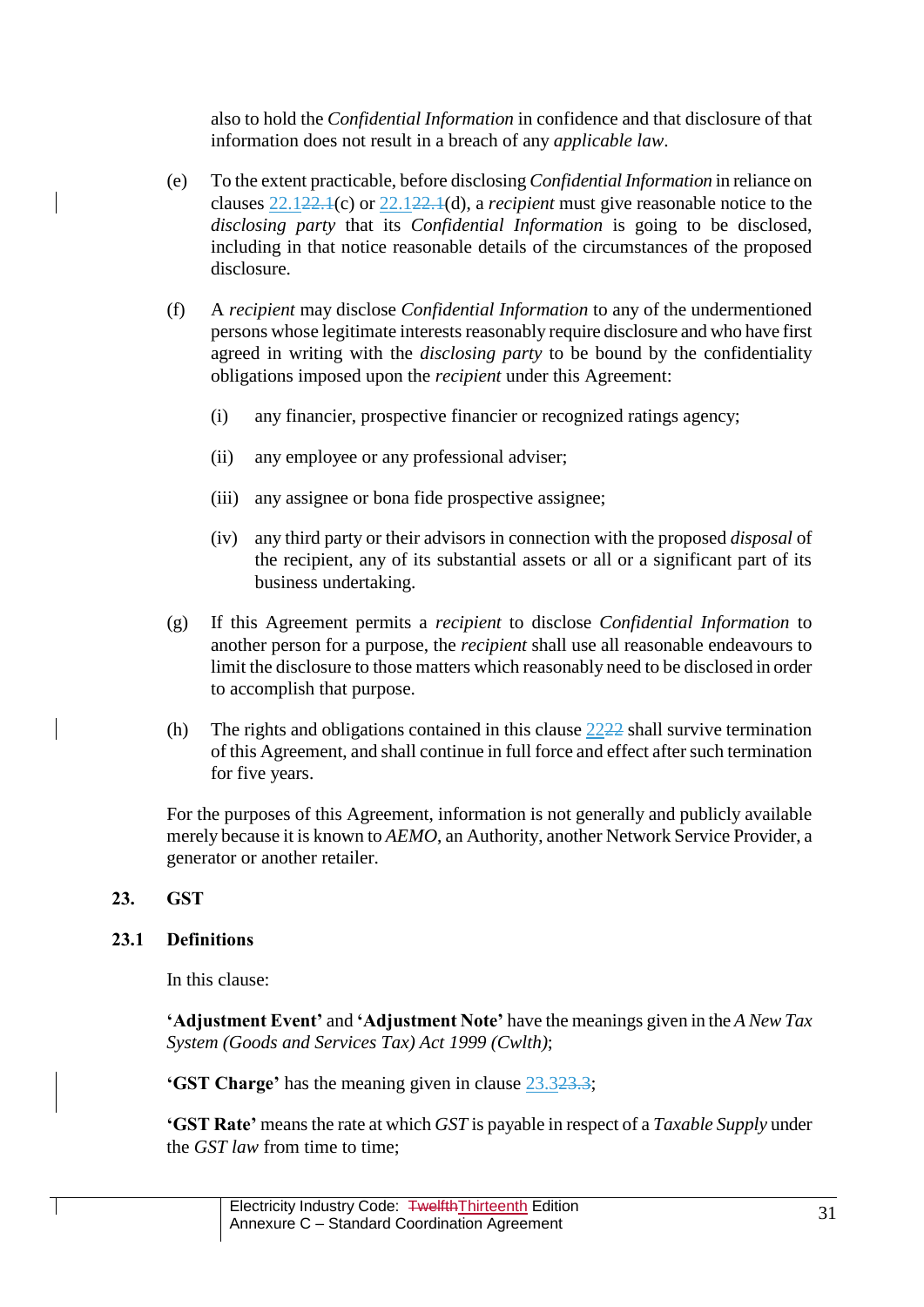also to hold the *Confidential Information* in confidence and that disclosure of that information does not result in a breach of any *applicable law*.

(e) To the extent practicable, before disclosing *Confidential Information* in reliance on clauses 22.122.1(c) or 22.122.1(d), a *recipient* must give reasonable notice to the *disclosing party* that its *Confidential Information* is going to be disclosed, including in that notice reasonable details of the circumstances of the proposed disclosure.

(f) A *recipient* may disclose *Confidential Information* to any of the undermentioned persons whose legitimate interests reasonably require disclosure and who have first agreed in writing with the *disclosing party* to be bound by the confidentiality obligations imposed upon the *recipient* under this Agreement:

   (i) any financier, prospective financier or recognized ratings agency;

   (ii) any employee or any professional adviser;

   (iii) any assignee or bona fide prospective assignee;

   (iv) any third party or their advisors in connection with the proposed *disposal* of the recipient, any of its substantial assets or all or a significant part of its business undertaking.

(g) If this Agreement permits a *recipient* to disclose *Confidential Information* to another person for a purpose, the *recipient* shall use all reasonable endeavours to limit the disclosure to those matters which reasonably need to be disclosed in order to accomplish that purpose.

(h) The rights and obligations contained in this clause 2222 shall survive termination of this Agreement, and shall continue in full force and effect after such termination for five years.

For the purposes of this Agreement, information is not generally and publicly available merely because it is known to *AEMO*, an Authority, another Network Service Provider, a generator or another retailer.

## 23. GST

### 23.1 Definitions

In this clause:

**'Adjustment Event'** and **'Adjustment Note'** have the meanings given in the *A New Tax System (Goods and Services Tax) Act 1999 (Cwlth)*;

**'GST Charge'** has the meaning given in clause 23.323.3;

**'GST Rate'** means the rate at which *GST* is payable in respect of a *Taxable Supply* under the *GST law* from time to time;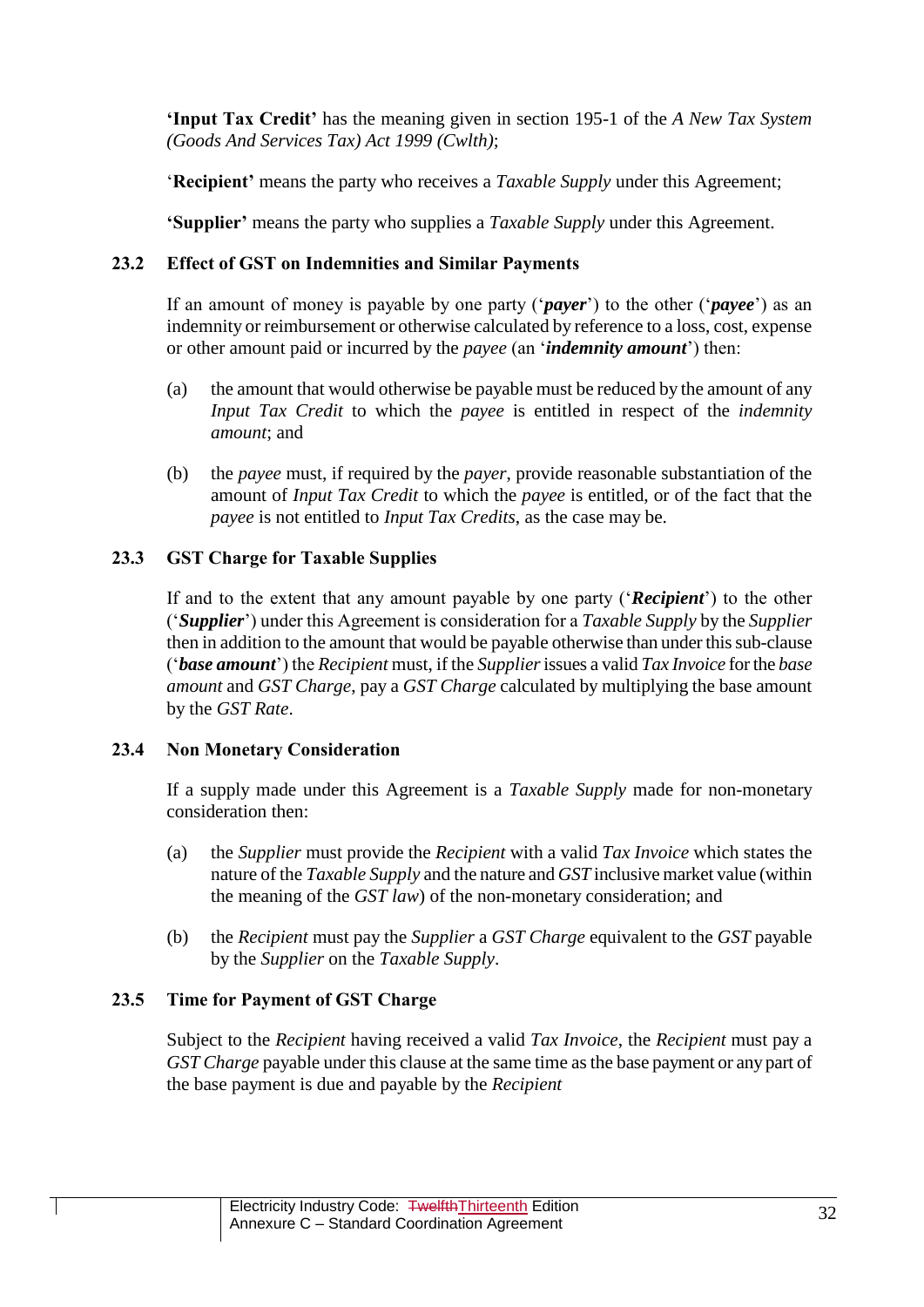**'Input Tax Credit'** has the meaning given in section 195-1 of the *A New Tax System (Goods And Services Tax) Act 1999 (Cwlth)*;

'**Recipient'** means the party who receives a *Taxable Supply* under this Agreement;

**'Supplier'** means the party who supplies a *Taxable Supply* under this Agreement.

### 23.2 Effect of GST on Indemnities and Similar Payments

If an amount of money is payable by one party ('***payer***') to the other ('***payee***') as an indemnity or reimbursement or otherwise calculated by reference to a loss, cost, expense or other amount paid or incurred by the *payee* (an '***indemnity amount***') then:

(a) the amount that would otherwise be payable must be reduced by the amount of any *Input Tax Credit* to which the *payee* is entitled in respect of the *indemnity amount*; and

(b) the *payee* must, if required by the *payer*, provide reasonable substantiation of the amount of *Input Tax Credit* to which the *payee* is entitled, or of the fact that the *payee* is not entitled to *Input Tax Credits*, as the case may be.

### 23.3 GST Charge for Taxable Supplies

If and to the extent that any amount payable by one party ('***Recipient***') to the other ('***Supplier***') under this Agreement is consideration for a *Taxable Supply* by the *Supplier* then in addition to the amount that would be payable otherwise than under this sub-clause ('***base amount***') the *Recipient* must, if the *Supplier* issues a valid *Tax Invoice* for the *base amount* and *GST Charge*, pay a *GST Charge* calculated by multiplying the base amount by the *GST Rate*.

### 23.4 Non Monetary Consideration

If a supply made under this Agreement is a *Taxable Supply* made for non-monetary consideration then:

(a) the *Supplier* must provide the *Recipient* with a valid *Tax Invoice* which states the nature of the *Taxable Supply* and the nature and *GST* inclusive market value (within the meaning of the *GST law*) of the non-monetary consideration; and

(b) the *Recipient* must pay the *Supplier* a *GST Charge* equivalent to the *GST* payable by the *Supplier* on the *Taxable Supply*.

### 23.5 Time for Payment of GST Charge

Subject to the *Recipient* having received a valid *Tax Invoice*, the *Recipient* must pay a *GST Charge* payable under this clause at the same time as the base payment or any part of the base payment is due and payable by the *Recipient*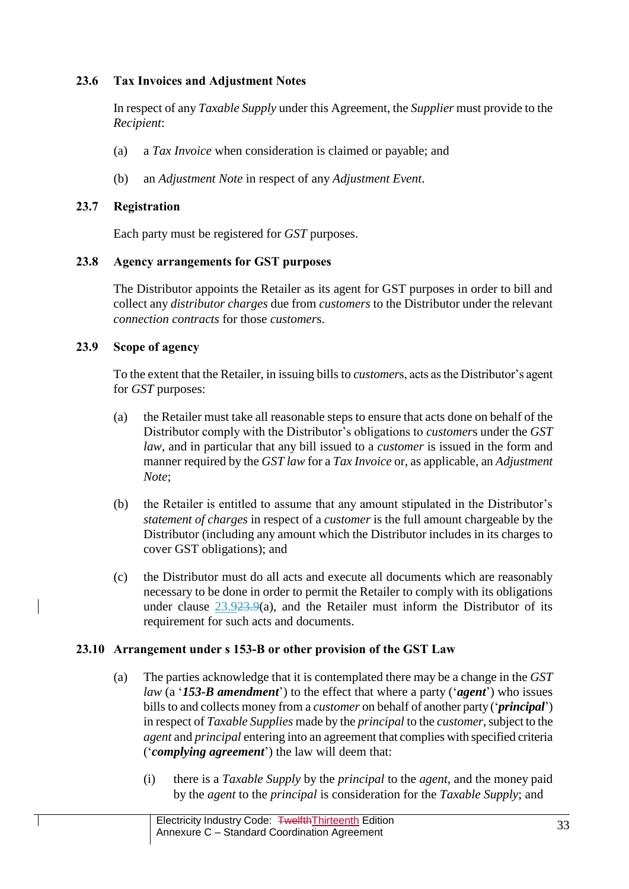### 23.6 Tax Invoices and Adjustment Notes

In respect of any *Taxable Supply* under this Agreement, the *Supplier* must provide to the *Recipient*:

(a) a *Tax Invoice* when consideration is claimed or payable; and

(b) an *Adjustment Note* in respect of any *Adjustment Event*.

### 23.7 Registration

Each party must be registered for *GST* purposes.

### 23.8 Agency arrangements for GST purposes

The Distributor appoints the Retailer as its agent for GST purposes in order to bill and collect any *distributor charges* due from *customers* to the Distributor under the relevant *connection contracts* for those *customer*s.

### 23.9 Scope of agency

To the extent that the Retailer, in issuing bills to *customer*s, acts as the Distributor's agent for *GST* purposes:

(a) the Retailer must take all reasonable steps to ensure that acts done on behalf of the Distributor comply with the Distributor's obligations to *customer*s under the *GST law*, and in particular that any bill issued to a *customer* is issued in the form and manner required by the *GST law* for a *Tax Invoice* or, as applicable, an *Adjustment Note*;

(b) the Retailer is entitled to assume that any amount stipulated in the Distributor's *statement of charges* in respect of a *customer* is the full amount chargeable by the Distributor (including any amount which the Distributor includes in its charges to cover GST obligations); and

(c) the Distributor must do all acts and execute all documents which are reasonably necessary to be done in order to permit the Retailer to comply with its obligations under clause ~~23.9~~23.9(a), and the Retailer must inform the Distributor of its requirement for such acts and documents.

### 23.10 Arrangement under s 153-B or other provision of the GST Law

(a) The parties acknowledge that it is contemplated there may be a change in the *GST law* (a '***153-B amendment***') to the effect that where a party ('***agent***') who issues bills to and collects money from a *customer* on behalf of another party ('***principal***') in respect of *Taxable Supplies* made by the *principal* to the *customer*, subject to the *agent* and *principal* entering into an agreement that complies with specified criteria ('***complying agreement***') the law will deem that:

(i) there is a *Taxable Supply* by the *principal* to the *agent*, and the money paid by the *agent* to the *principal* is consideration for the *Taxable Supply*; and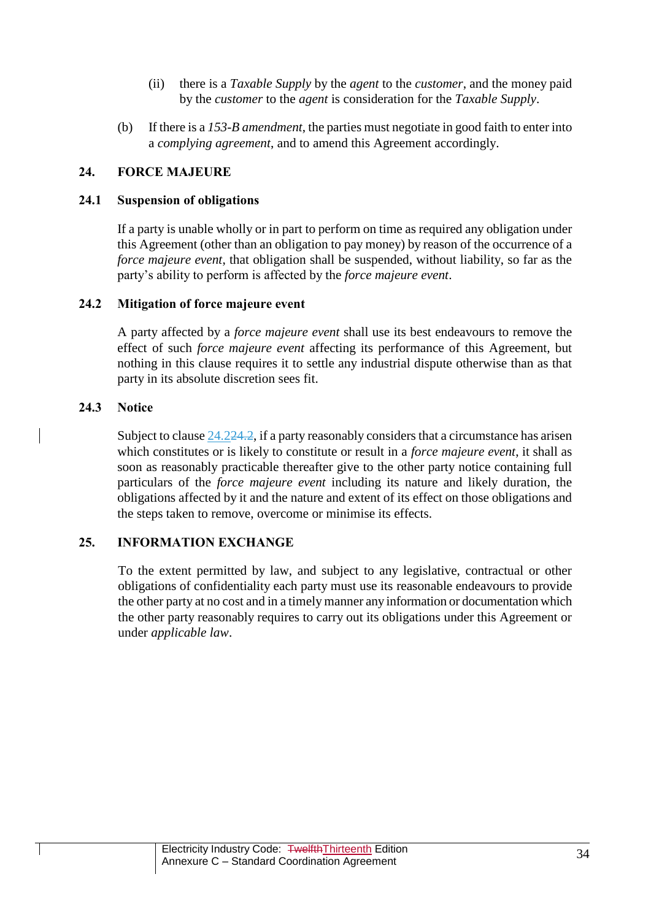(ii) there is a *Taxable Supply* by the *agent* to the *customer*, and the money paid by the *customer* to the *agent* is consideration for the *Taxable Supply*.

(b) If there is a *153-B amendment*, the parties must negotiate in good faith to enter into a *complying agreement*, and to amend this Agreement accordingly.

## 24. FORCE MAJEURE

### 24.1 Suspension of obligations

If a party is unable wholly or in part to perform on time as required any obligation under this Agreement (other than an obligation to pay money) by reason of the occurrence of a *force majeure event*, that obligation shall be suspended, without liability, so far as the party's ability to perform is affected by the *force majeure event*.

### 24.2 Mitigation of force majeure event

A party affected by a *force majeure event* shall use its best endeavours to remove the effect of such *force majeure event* affecting its performance of this Agreement, but nothing in this clause requires it to settle any industrial dispute otherwise than as that party in its absolute discretion sees fit.

### 24.3 Notice

Subject to clause 24.2~~24.2~~, if a party reasonably considers that a circumstance has arisen which constitutes or is likely to constitute or result in a *force majeure event*, it shall as soon as reasonably practicable thereafter give to the other party notice containing full particulars of the *force majeure event* including its nature and likely duration, the obligations affected by it and the nature and extent of its effect on those obligations and the steps taken to remove, overcome or minimise its effects.

## 25. INFORMATION EXCHANGE

To the extent permitted by law, and subject to any legislative, contractual or other obligations of confidentiality each party must use its reasonable endeavours to provide the other party at no cost and in a timely manner any information or documentation which the other party reasonably requires to carry out its obligations under this Agreement or under *applicable law*.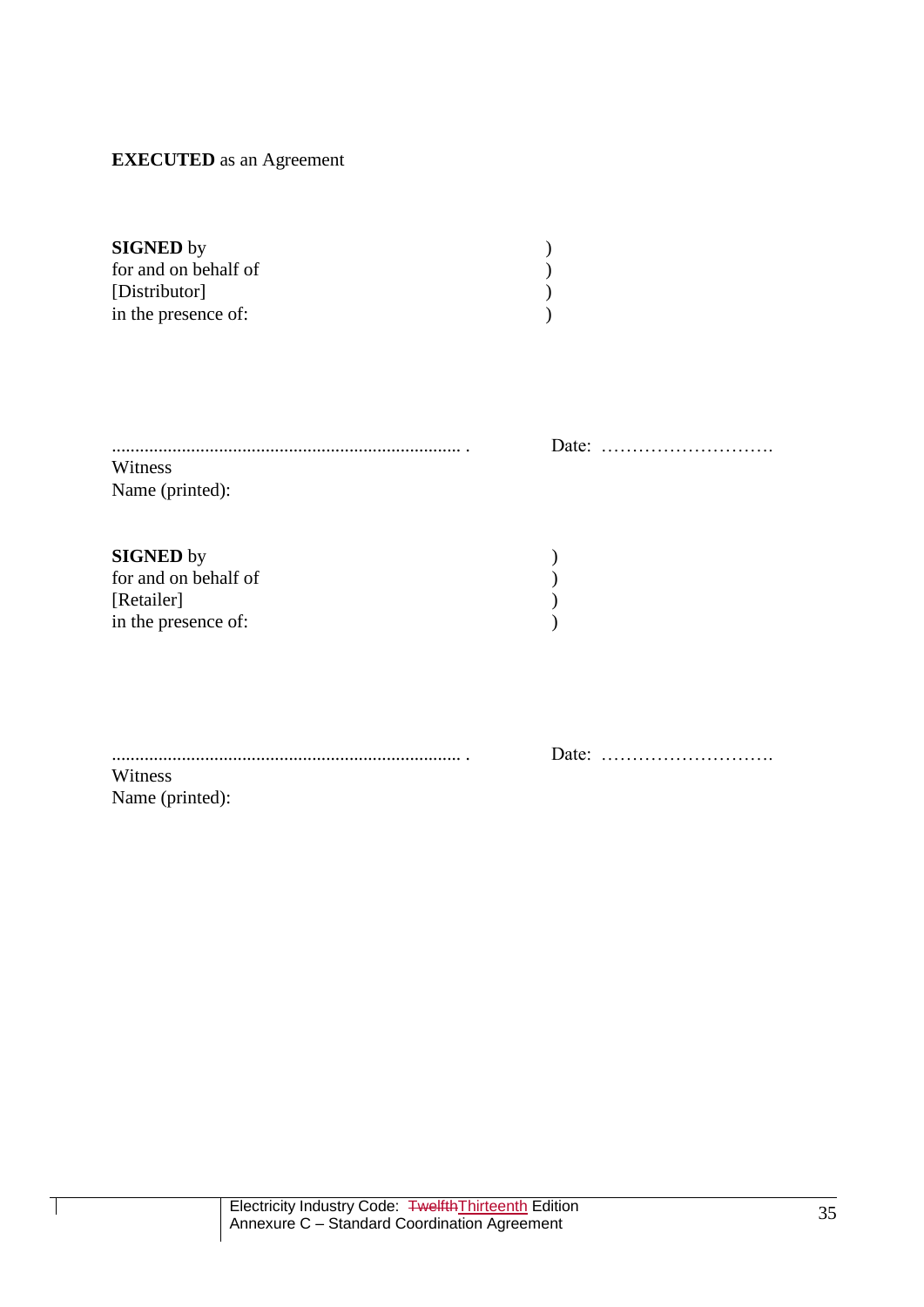**EXECUTED** as an Agreement

**SIGNED** by )
for and on behalf of )
[Distributor] )
in the present of: )

........................................................................... . Date: ……………………….
Witness
Name (printed):

**SIGNED** by )
for and on behalf of )
[Retailer] )
in the presence of: )

........................................................................... . Date: ……………………….
Witness
Name (printed):

**EXECUTED** as an Agreement

**SIGNED** by )
for and on behalf of )
[Distributor] )
in the presence of: )

........................................................................... . Date: ……………………….
Witness
Name (printed):

**SIGNED** by )
for and on behalf of )
[Retailer] )
in the presence of: )

........................................................................... . Date: ……………………….
Witness
Name (printed):